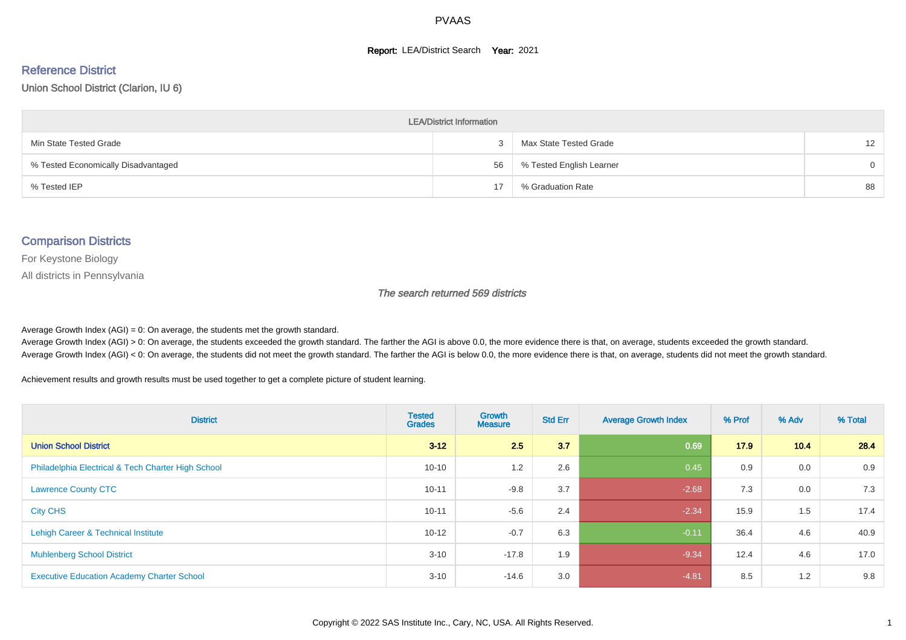# PVAAS

**Report:** LEA/District Search **Year:** 2021

## Reference District

Union School District (Clarion, IU 6)

| LEA/District Information | | | |
|---|---|---|---|
| Min State Tested Grade | 3 | Max State Tested Grade | 12 |
| % Tested Economically Disadvantaged | 56 | % Tested English Learner | 0 |
| % Tested IEP | 17 | % Graduation Rate | 88 |

## Comparison Districts

For Keystone Biology

All districts in Pennsylvania

*The search returned 569 districts*

Average Growth Index (AGI) = 0: On average, the students met the growth standard.

Average Growth Index (AGI) > 0: On average, the students exceeded the growth standard. The farther the AGI is above 0.0, the more evidence there is that, on average, students exceeded the growth standard.

Average Growth Index (AGI) < 0: On average, the students did not meet the growth standard. The farther the AGI is below 0.0, the more evidence there is that, on average, students did not meet the growth standard.

Achievement results and growth results must be used together to get a complete picture of student learning.

| District | Tested Grades | Growth Measure | Std Err | Average Growth Index | % Prof | % Adv | % Total |
|---|---|---|---|---|---|---|---|
| **Union School District** | **3-12** | **2.5** | **3.7** | **0.69** | **17.9** | **10.4** | **28.4** |
| Philadelphia Electrical & Tech Charter High School | 10-10 | 1.2 | 2.6 | 0.45 | 0.9 | 0.0 | 0.9 |
| Lawrence County CTC | 10-11 | -9.8 | 3.7 | -2.68 | 7.3 | 0.0 | 7.3 |
| City CHS | 10-11 | -5.6 | 2.4 | -2.34 | 15.9 | 1.5 | 17.4 |
| Lehigh Career & Technical Institute | 10-12 | -0.7 | 6.3 | -0.11 | 36.4 | 4.6 | 40.9 |
| Muhlenberg School District | 3-10 | -17.8 | 1.9 | -9.34 | 12.4 | 4.6 | 17.0 |
| Executive Education Academy Charter School | 3-10 | -14.6 | 3.0 | -4.81 | 8.5 | 1.2 | 9.8 |

Copyright © 2022 SAS Institute Inc., Cary, NC, USA. All Rights Reserved.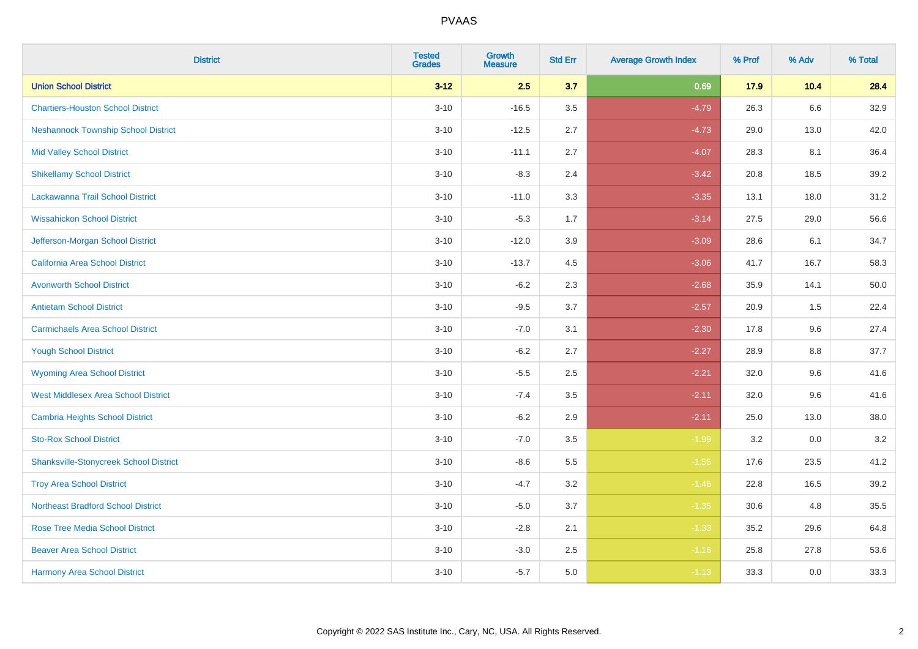# PVAAS

| District | Tested Grades | Growth Measure | Std Err | Average Growth Index | % Prof | % Adv | % Total |
|---|---|---|---|---|---|---|---|
| **Union School District** | **3-12** | **2.5** | **3.7** | **0.69** | **17.9** | **10.4** | **28.4** |
| Chartiers-Houston School District | 3-10 | -16.5 | 3.5 | -4.79 | 26.3 | 6.6 | 32.9 |
| Neshannock Township School District | 3-10 | -12.5 | 2.7 | -4.73 | 29.0 | 13.0 | 42.0 |
| Mid Valley School District | 3-10 | -11.1 | 2.7 | -4.07 | 28.3 | 8.1 | 36.4 |
| Shikellamy School District | 3-10 | -8.3 | 2.4 | -3.42 | 20.8 | 18.5 | 39.2 |
| Lackawanna Trail School District | 3-10 | -11.0 | 3.3 | -3.35 | 13.1 | 18.0 | 31.2 |
| Wissahickon School District | 3-10 | -5.3 | 1.7 | -3.14 | 27.5 | 29.0 | 56.6 |
| Jefferson-Morgan School District | 3-10 | -12.0 | 3.9 | -3.09 | 28.6 | 6.1 | 34.7 |
| California Area School District | 3-10 | -13.7 | 4.5 | -3.06 | 41.7 | 16.7 | 58.3 |
| Avonworth School District | 3-10 | -6.2 | 2.3 | -2.68 | 35.9 | 14.1 | 50.0 |
| Antietam School District | 3-10 | -9.5 | 3.7 | -2.57 | 20.9 | 1.5 | 22.4 |
| Carmichaels Area School District | 3-10 | -7.0 | 3.1 | -2.30 | 17.8 | 9.6 | 27.4 |
| Yough School District | 3-10 | -6.2 | 2.7 | -2.27 | 28.9 | 8.8 | 37.7 |
| Wyoming Area School District | 3-10 | -5.5 | 2.5 | -2.21 | 32.0 | 9.6 | 41.6 |
| West Middlesex Area School District | 3-10 | -7.4 | 3.5 | -2.11 | 32.0 | 9.6 | 41.6 |
| Cambria Heights School District | 3-10 | -6.2 | 2.9 | -2.11 | 25.0 | 13.0 | 38.0 |
| Sto-Rox School District | 3-10 | -7.0 | 3.5 | -1.99 | 3.2 | 0.0 | 3.2 |
| Shanksville-Stonycreek School District | 3-10 | -8.6 | 5.5 | -1.55 | 17.6 | 23.5 | 41.2 |
| Troy Area School District | 3-10 | -4.7 | 3.2 | -1.46 | 22.8 | 16.5 | 39.2 |
| Northeast Bradford School District | 3-10 | -5.0 | 3.7 | -1.35 | 30.6 | 4.8 | 35.5 |
| Rose Tree Media School District | 3-10 | -2.8 | 2.1 | -1.33 | 35.2 | 29.6 | 64.8 |
| Beaver Area School District | 3-10 | -3.0 | 2.5 | -1.16 | 25.8 | 27.8 | 53.6 |
| Harmony Area School District | 3-10 | -5.7 | 5.0 | -1.13 | 33.3 | 0.0 | 33.3 |

Copyright © 2022 SAS Institute Inc., Cary, NC, USA. All Rights Reserved.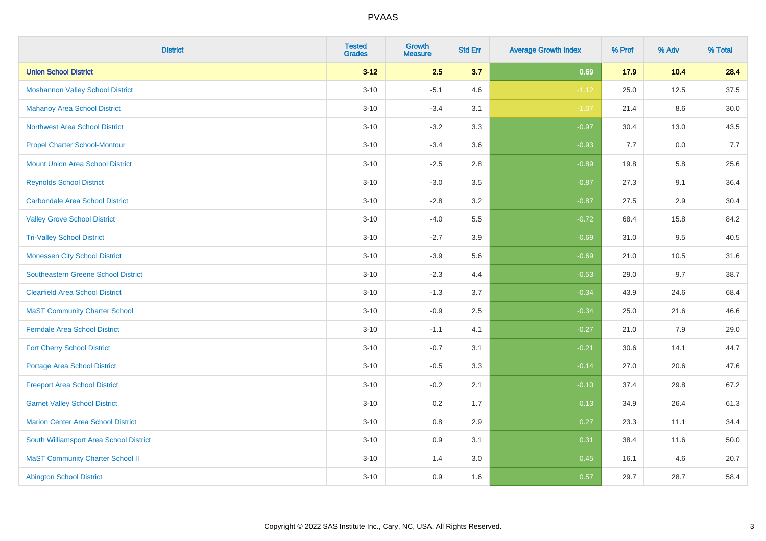| District | Tested Grades | Growth Measure | Std Err | Average Growth Index | % Prof | % Adv | % Total |
|---|---|---|---|---|---|---|---|
| **Union School District** | **3-12** | **2.5** | **3.7** | **0.69** | **17.9** | **10.4** | **28.4** |
| Moshannon Valley School District | 3-10 | -5.1 | 4.6 | -1.12 | 25.0 | 12.5 | 37.5 |
| Mahanoy Area School District | 3-10 | -3.4 | 3.1 | -1.07 | 21.4 | 8.6 | 30.0 |
| Northwest Area School District | 3-10 | -3.2 | 3.3 | -0.97 | 30.4 | 13.0 | 43.5 |
| Propel Charter School-Montour | 3-10 | -3.4 | 3.6 | -0.93 | 7.7 | 0.0 | 7.7 |
| Mount Union Area School District | 3-10 | -2.5 | 2.8 | -0.89 | 19.8 | 5.8 | 25.6 |
| Reynolds School District | 3-10 | -3.0 | 3.5 | -0.87 | 27.3 | 9.1 | 36.4 |
| Carbondale Area School District | 3-10 | -2.8 | 3.2 | -0.87 | 27.5 | 2.9 | 30.4 |
| Valley Grove School District | 3-10 | -4.0 | 5.5 | -0.72 | 68.4 | 15.8 | 84.2 |
| Tri-Valley School District | 3-10 | -2.7 | 3.9 | -0.69 | 31.0 | 9.5 | 40.5 |
| Monessen City School District | 3-10 | -3.9 | 5.6 | -0.69 | 21.0 | 10.5 | 31.6 |
| Southeastern Greene School District | 3-10 | -2.3 | 4.4 | -0.53 | 29.0 | 9.7 | 38.7 |
| Clearfield Area School District | 3-10 | -1.3 | 3.7 | -0.34 | 43.9 | 24.6 | 68.4 |
| MaST Community Charter School | 3-10 | -0.9 | 2.5 | -0.34 | 25.0 | 21.6 | 46.6 |
| Ferndale Area School District | 3-10 | -1.1 | 4.1 | -0.27 | 21.0 | 7.9 | 29.0 |
| Fort Cherry School District | 3-10 | -0.7 | 3.1 | -0.21 | 30.6 | 14.1 | 44.7 |
| Portage Area School District | 3-10 | -0.5 | 3.3 | -0.14 | 27.0 | 20.6 | 47.6 |
| Freeport Area School District | 3-10 | -0.2 | 2.1 | -0.10 | 37.4 | 29.8 | 67.2 |
| Garnet Valley School District | 3-10 | 0.2 | 1.7 | 0.13 | 34.9 | 26.4 | 61.3 |
| Marion Center Area School District | 3-10 | 0.8 | 2.9 | 0.27 | 23.3 | 11.1 | 34.4 |
| South Williamsport Area School District | 3-10 | 0.9 | 3.1 | 0.31 | 38.4 | 11.6 | 50.0 |
| MaST Community Charter School II | 3-10 | 1.4 | 3.0 | 0.45 | 16.1 | 4.6 | 20.7 |
| Abington School District | 3-10 | 0.9 | 1.6 | 0.57 | 29.7 | 28.7 | 58.4 |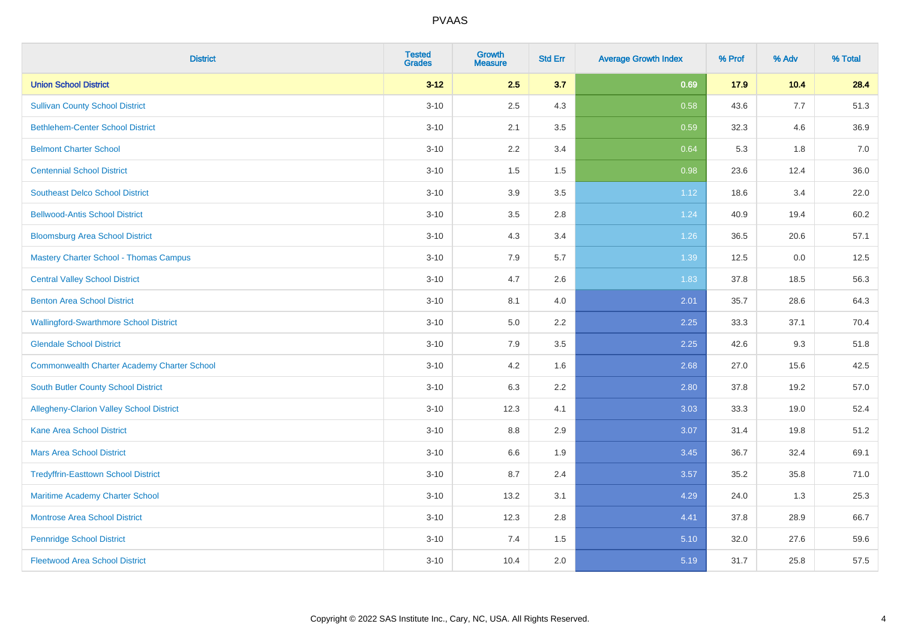# PVAAS

| District | Tested Grades | Growth Measure | Std Err | Average Growth Index | % Prof | % Adv | % Total |
|---|---|---|---|---|---|---|---|
| **Union School District** | **3-12** | **2.5** | **3.7** | **0.69** | **17.9** | **10.4** | **28.4** |
| Sullivan County School District | 3-10 | 2.5 | 4.3 | 0.58 | 43.6 | 7.7 | 51.3 |
| Bethlehem-Center School District | 3-10 | 2.1 | 3.5 | 0.59 | 32.3 | 4.6 | 36.9 |
| Belmont Charter School | 3-10 | 2.2 | 3.4 | 0.64 | 5.3 | 1.8 | 7.0 |
| Centennial School District | 3-10 | 1.5 | 1.5 | 0.98 | 23.6 | 12.4 | 36.0 |
| Southeast Delco School District | 3-10 | 3.9 | 3.5 | 1.12 | 18.6 | 3.4 | 22.0 |
| Bellwood-Antis School District | 3-10 | 3.5 | 2.8 | 1.24 | 40.9 | 19.4 | 60.2 |
| Bloomsburg Area School District | 3-10 | 4.3 | 3.4 | 1.26 | 36.5 | 20.6 | 57.1 |
| Mastery Charter School - Thomas Campus | 3-10 | 7.9 | 5.7 | 1.39 | 12.5 | 0.0 | 12.5 |
| Central Valley School District | 3-10 | 4.7 | 2.6 | 1.83 | 37.8 | 18.5 | 56.3 |
| Benton Area School District | 3-10 | 8.1 | 4.0 | 2.01 | 35.7 | 28.6 | 64.3 |
| Wallingford-Swarthmore School District | 3-10 | 5.0 | 2.2 | 2.25 | 33.3 | 37.1 | 70.4 |
| Glendale School District | 3-10 | 7.9 | 3.5 | 2.25 | 42.6 | 9.3 | 51.8 |
| Commonwealth Charter Academy Charter School | 3-10 | 4.2 | 1.6 | 2.68 | 27.0 | 15.6 | 42.5 |
| South Butler County School District | 3-10 | 6.3 | 2.2 | 2.80 | 37.8 | 19.2 | 57.0 |
| Allegheny-Clarion Valley School District | 3-10 | 12.3 | 4.1 | 3.03 | 33.3 | 19.0 | 52.4 |
| Kane Area School District | 3-10 | 8.8 | 2.9 | 3.07 | 31.4 | 19.8 | 51.2 |
| Mars Area School District | 3-10 | 6.6 | 1.9 | 3.45 | 36.7 | 32.4 | 69.1 |
| Tredyffrin-Easttown School District | 3-10 | 8.7 | 2.4 | 3.57 | 35.2 | 35.8 | 71.0 |
| Maritime Academy Charter School | 3-10 | 13.2 | 3.1 | 4.29 | 24.0 | 1.3 | 25.3 |
| Montrose Area School District | 3-10 | 12.3 | 2.8 | 4.41 | 37.8 | 28.9 | 66.7 |
| Pennridge School District | 3-10 | 7.4 | 1.5 | 5.10 | 32.0 | 27.6 | 59.6 |
| Fleetwood Area School District | 3-10 | 10.4 | 2.0 | 5.19 | 31.7 | 25.8 | 57.5 |

Copyright © 2022 SAS Institute Inc., Cary, NC, USA. All Rights Reserved.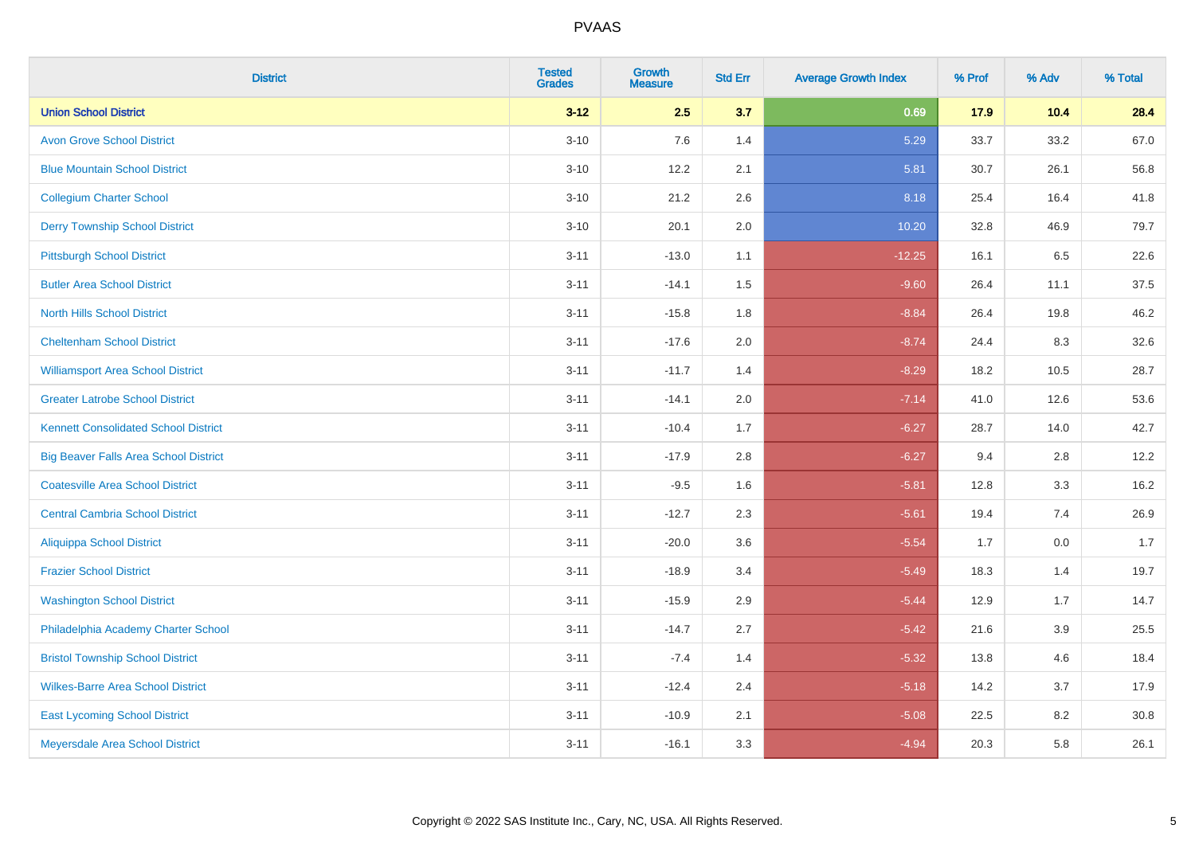# PVAAS

| District | Tested Grades | Growth Measure | Std Err | Average Growth Index | % Prof | % Adv | % Total |
|---|---|---|---|---|---|---|---|
| **Union School District** | **3-12** | **2.5** | **3.7** | **0.69** | **17.9** | **10.4** | **28.4** |
| Avon Grove School District | 3-10 | 7.6 | 1.4 | 5.29 | 33.7 | 33.2 | 67.0 |
| Blue Mountain School District | 3-10 | 12.2 | 2.1 | 5.81 | 30.7 | 26.1 | 56.8 |
| Collegium Charter School | 3-10 | 21.2 | 2.6 | 8.18 | 25.4 | 16.4 | 41.8 |
| Derry Township School District | 3-10 | 20.1 | 2.0 | 10.20 | 32.8 | 46.9 | 79.7 |
| Pittsburgh School District | 3-11 | -13.0 | 1.1 | -12.25 | 16.1 | 6.5 | 22.6 |
| Butler Area School District | 3-11 | -14.1 | 1.5 | -9.60 | 26.4 | 11.1 | 37.5 |
| North Hills School District | 3-11 | -15.8 | 1.8 | -8.84 | 26.4 | 19.8 | 46.2 |
| Cheltenham School District | 3-11 | -17.6 | 2.0 | -8.74 | 24.4 | 8.3 | 32.6 |
| Williamsport Area School District | 3-11 | -11.7 | 1.4 | -8.29 | 18.2 | 10.5 | 28.7 |
| Greater Latrobe School District | 3-11 | -14.1 | 2.0 | -7.14 | 41.0 | 12.6 | 53.6 |
| Kennett Consolidated School District | 3-11 | -10.4 | 1.7 | -6.27 | 28.7 | 14.0 | 42.7 |
| Big Beaver Falls Area School District | 3-11 | -17.9 | 2.8 | -6.27 | 9.4 | 2.8 | 12.2 |
| Coatesville Area School District | 3-11 | -9.5 | 1.6 | -5.81 | 12.8 | 3.3 | 16.2 |
| Central Cambria School District | 3-11 | -12.7 | 2.3 | -5.61 | 19.4 | 7.4 | 26.9 |
| Aliquippa School District | 3-11 | -20.0 | 3.6 | -5.54 | 1.7 | 0.0 | 1.7 |
| Frazier School District | 3-11 | -18.9 | 3.4 | -5.49 | 18.3 | 1.4 | 19.7 |
| Washington School District | 3-11 | -15.9 | 2.9 | -5.44 | 12.9 | 1.7 | 14.7 |
| Philadelphia Academy Charter School | 3-11 | -14.7 | 2.7 | -5.42 | 21.6 | 3.9 | 25.5 |
| Bristol Township School District | 3-11 | -7.4 | 1.4 | -5.32 | 13.8 | 4.6 | 18.4 |
| Wilkes-Barre Area School District | 3-11 | -12.4 | 2.4 | -5.18 | 14.2 | 3.7 | 17.9 |
| East Lycoming School District | 3-11 | -10.9 | 2.1 | -5.08 | 22.5 | 8.2 | 30.8 |
| Meyersdale Area School District | 3-11 | -16.1 | 3.3 | -4.94 | 20.3 | 5.8 | 26.1 |

Copyright © 2022 SAS Institute Inc., Cary, NC, USA. All Rights Reserved.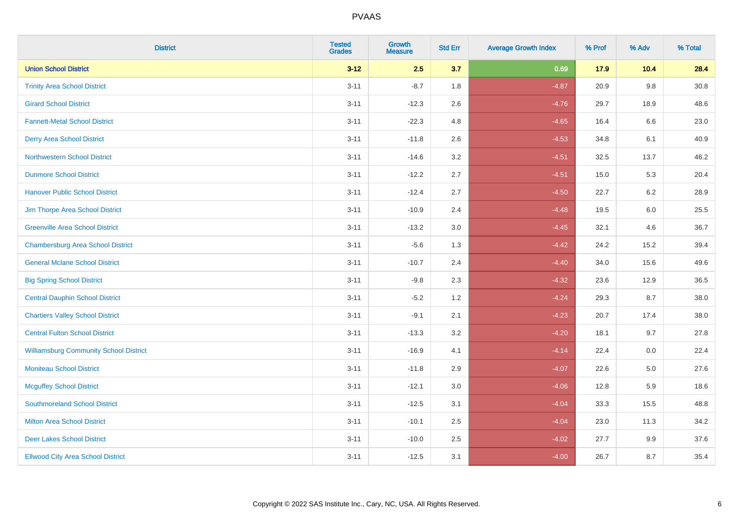| District | Tested Grades | Growth Measure | Std Err | Average Growth Index | % Prof | % Adv | % Total |
|---|---|---|---|---|---|---|---|
| **Union School District** | **3-12** | **2.5** | **3.7** | **0.69** | **17.9** | **10.4** | **28.4** |
| Trinity Area School District | 3-11 | -8.7 | 1.8 | -4.87 | 20.9 | 9.8 | 30.8 |
| Girard School District | 3-11 | -12.3 | 2.6 | -4.76 | 29.7 | 18.9 | 48.6 |
| Fannett-Metal School District | 3-11 | -22.3 | 4.8 | -4.65 | 16.4 | 6.6 | 23.0 |
| Derry Area School District | 3-11 | -11.8 | 2.6 | -4.53 | 34.8 | 6.1 | 40.9 |
| Northwestern School District | 3-11 | -14.6 | 3.2 | -4.51 | 32.5 | 13.7 | 46.2 |
| Dunmore School District | 3-11 | -12.2 | 2.7 | -4.51 | 15.0 | 5.3 | 20.4 |
| Hanover Public School District | 3-11 | -12.4 | 2.7 | -4.50 | 22.7 | 6.2 | 28.9 |
| Jim Thorpe Area School District | 3-11 | -10.9 | 2.4 | -4.48 | 19.5 | 6.0 | 25.5 |
| Greenville Area School District | 3-11 | -13.2 | 3.0 | -4.45 | 32.1 | 4.6 | 36.7 |
| Chambersburg Area School District | 3-11 | -5.6 | 1.3 | -4.42 | 24.2 | 15.2 | 39.4 |
| General Mclane School District | 3-11 | -10.7 | 2.4 | -4.40 | 34.0 | 15.6 | 49.6 |
| Big Spring School District | 3-11 | -9.8 | 2.3 | -4.32 | 23.6 | 12.9 | 36.5 |
| Central Dauphin School District | 3-11 | -5.2 | 1.2 | -4.24 | 29.3 | 8.7 | 38.0 |
| Chartiers Valley School District | 3-11 | -9.1 | 2.1 | -4.23 | 20.7 | 17.4 | 38.0 |
| Central Fulton School District | 3-11 | -13.3 | 3.2 | -4.20 | 18.1 | 9.7 | 27.8 |
| Williamsburg Community School District | 3-11 | -16.9 | 4.1 | -4.14 | 22.4 | 0.0 | 22.4 |
| Moniteau School District | 3-11 | -11.8 | 2.9 | -4.07 | 22.6 | 5.0 | 27.6 |
| Mcguffey School District | 3-11 | -12.1 | 3.0 | -4.06 | 12.8 | 5.9 | 18.6 |
| Southmoreland School District | 3-11 | -12.5 | 3.1 | -4.04 | 33.3 | 15.5 | 48.8 |
| Milton Area School District | 3-11 | -10.1 | 2.5 | -4.04 | 23.0 | 11.3 | 34.2 |
| Deer Lakes School District | 3-11 | -10.0 | 2.5 | -4.02 | 27.7 | 9.9 | 37.6 |
| Ellwood City Area School District | 3-11 | -12.5 | 3.1 | -4.00 | 26.7 | 8.7 | 35.4 |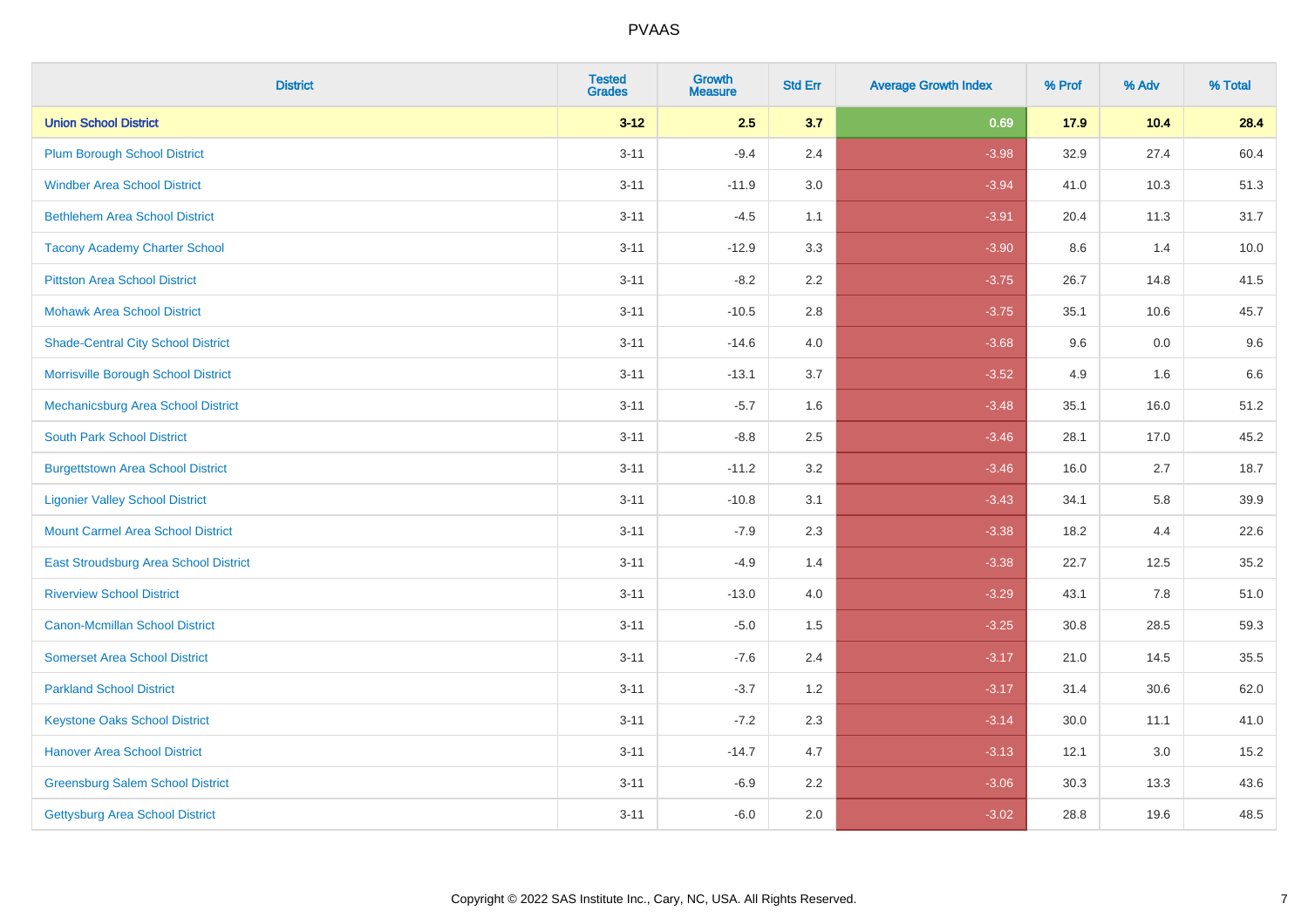# PVAAS

| District | Tested Grades | Growth Measure | Std Err | Average Growth Index | % Prof | % Adv | % Total |
|---|---|---|---|---|---|---|---|
| **Union School District** | **3-12** | **2.5** | **3.7** | **0.69** | **17.9** | **10.4** | **28.4** |
| Plum Borough School District | 3-11 | -9.4 | 2.4 | -3.98 | 32.9 | 27.4 | 60.4 |
| Windber Area School District | 3-11 | -11.9 | 3.0 | -3.94 | 41.0 | 10.3 | 51.3 |
| Bethlehem Area School District | 3-11 | -4.5 | 1.1 | -3.91 | 20.4 | 11.3 | 31.7 |
| Tacony Academy Charter School | 3-11 | -12.9 | 3.3 | -3.90 | 8.6 | 1.4 | 10.0 |
| Pittston Area School District | 3-11 | -8.2 | 2.2 | -3.75 | 26.7 | 14.8 | 41.5 |
| Mohawk Area School District | 3-11 | -10.5 | 2.8 | -3.75 | 35.1 | 10.6 | 45.7 |
| Shade-Central City School District | 3-11 | -14.6 | 4.0 | -3.68 | 9.6 | 0.0 | 9.6 |
| Morrisville Borough School District | 3-11 | -13.1 | 3.7 | -3.52 | 4.9 | 1.6 | 6.6 |
| Mechanicsburg Area School District | 3-11 | -5.7 | 1.6 | -3.48 | 35.1 | 16.0 | 51.2 |
| South Park School District | 3-11 | -8.8 | 2.5 | -3.46 | 28.1 | 17.0 | 45.2 |
| Burgettstown Area School District | 3-11 | -11.2 | 3.2 | -3.46 | 16.0 | 2.7 | 18.7 |
| Ligonier Valley School District | 3-11 | -10.8 | 3.1 | -3.43 | 34.1 | 5.8 | 39.9 |
| Mount Carmel Area School District | 3-11 | -7.9 | 2.3 | -3.38 | 18.2 | 4.4 | 22.6 |
| East Stroudsburg Area School District | 3-11 | -4.9 | 1.4 | -3.38 | 22.7 | 12.5 | 35.2 |
| Riverview School District | 3-11 | -13.0 | 4.0 | -3.29 | 43.1 | 7.8 | 51.0 |
| Canon-Mcmillan School District | 3-11 | -5.0 | 1.5 | -3.25 | 30.8 | 28.5 | 59.3 |
| Somerset Area School District | 3-11 | -7.6 | 2.4 | -3.17 | 21.0 | 14.5 | 35.5 |
| Parkland School District | 3-11 | -3.7 | 1.2 | -3.17 | 31.4 | 30.6 | 62.0 |
| Keystone Oaks School District | 3-11 | -7.2 | 2.3 | -3.14 | 30.0 | 11.1 | 41.0 |
| Hanover Area School District | 3-11 | -14.7 | 4.7 | -3.13 | 12.1 | 3.0 | 15.2 |
| Greensburg Salem School District | 3-11 | -6.9 | 2.2 | -3.06 | 30.3 | 13.3 | 43.6 |
| Gettysburg Area School District | 3-11 | -6.0 | 2.0 | -3.02 | 28.8 | 19.6 | 48.5 |

Copyright © 2022 SAS Institute Inc., Cary, NC, USA. All Rights Reserved.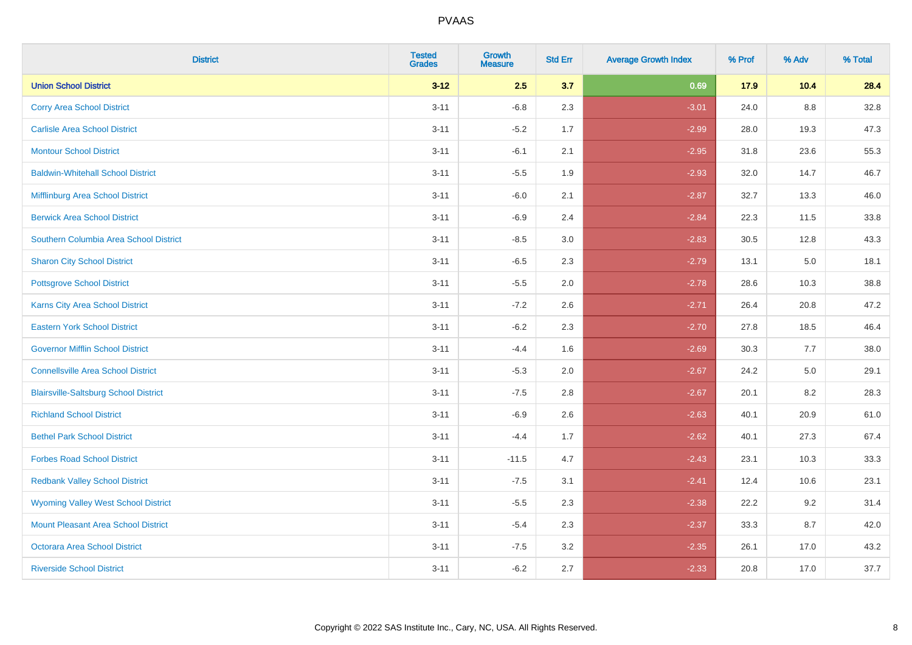# PVAAS

| District | Tested Grades | Growth Measure | Std Err | Average Growth Index | % Prof | % Adv | % Total |
|---|---|---|---|---|---|---|---|
| **Union School District** | **3-12** | **2.5** | **3.7** | **0.69** | **17.9** | **10.4** | **28.4** |
| Corry Area School District | 3-11 | -6.8 | 2.3 | -3.01 | 24.0 | 8.8 | 32.8 |
| Carlisle Area School District | 3-11 | -5.2 | 1.7 | -2.99 | 28.0 | 19.3 | 47.3 |
| Montour School District | 3-11 | -6.1 | 2.1 | -2.95 | 31.8 | 23.6 | 55.3 |
| Baldwin-Whitehall School District | 3-11 | -5.5 | 1.9 | -2.93 | 32.0 | 14.7 | 46.7 |
| Mifflinburg Area School District | 3-11 | -6.0 | 2.1 | -2.87 | 32.7 | 13.3 | 46.0 |
| Berwick Area School District | 3-11 | -6.9 | 2.4 | -2.84 | 22.3 | 11.5 | 33.8 |
| Southern Columbia Area School District | 3-11 | -8.5 | 3.0 | -2.83 | 30.5 | 12.8 | 43.3 |
| Sharon City School District | 3-11 | -6.5 | 2.3 | -2.79 | 13.1 | 5.0 | 18.1 |
| Pottsgrove School District | 3-11 | -5.5 | 2.0 | -2.78 | 28.6 | 10.3 | 38.8 |
| Karns City Area School District | 3-11 | -7.2 | 2.6 | -2.71 | 26.4 | 20.8 | 47.2 |
| Eastern York School District | 3-11 | -6.2 | 2.3 | -2.70 | 27.8 | 18.5 | 46.4 |
| Governor Mifflin School District | 3-11 | -4.4 | 1.6 | -2.69 | 30.3 | 7.7 | 38.0 |
| Connellsville Area School District | 3-11 | -5.3 | 2.0 | -2.67 | 24.2 | 5.0 | 29.1 |
| Blairsville-Saltsburg School District | 3-11 | -7.5 | 2.8 | -2.67 | 20.1 | 8.2 | 28.3 |
| Richland School District | 3-11 | -6.9 | 2.6 | -2.63 | 40.1 | 20.9 | 61.0 |
| Bethel Park School District | 3-11 | -4.4 | 1.7 | -2.62 | 40.1 | 27.3 | 67.4 |
| Forbes Road School District | 3-11 | -11.5 | 4.7 | -2.43 | 23.1 | 10.3 | 33.3 |
| Redbank Valley School District | 3-11 | -7.5 | 3.1 | -2.41 | 12.4 | 10.6 | 23.1 |
| Wyoming Valley West School District | 3-11 | -5.5 | 2.3 | -2.38 | 22.2 | 9.2 | 31.4 |
| Mount Pleasant Area School District | 3-11 | -5.4 | 2.3 | -2.37 | 33.3 | 8.7 | 42.0 |
| Octorara Area School District | 3-11 | -7.5 | 3.2 | -2.35 | 26.1 | 17.0 | 43.2 |
| Riverside School District | 3-11 | -6.2 | 2.7 | -2.33 | 20.8 | 17.0 | 37.7 |

Copyright © 2022 SAS Institute Inc., Cary, NC, USA. All Rights Reserved.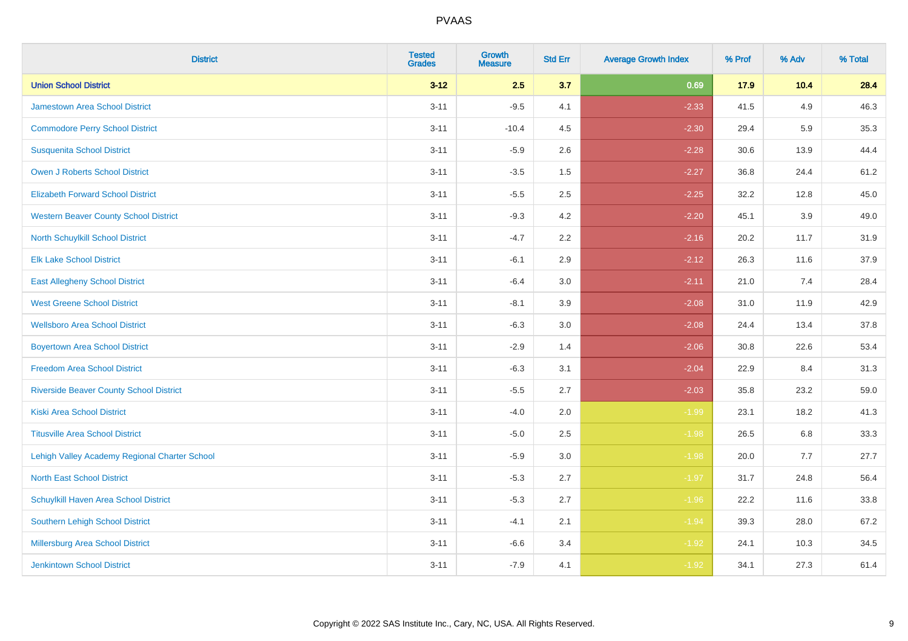# PVAAS

| District | Tested Grades | Growth Measure | Std Err | Average Growth Index | % Prof | % Adv | % Total |
|---|---|---|---|---|---|---|---|
| **Union School District** | **3-12** | **2.5** | **3.7** | **0.69** | **17.9** | **10.4** | **28.4** |
| Jamestown Area School District | 3-11 | -9.5 | 4.1 | -2.33 | 41.5 | 4.9 | 46.3 |
| Commodore Perry School District | 3-11 | -10.4 | 4.5 | -2.30 | 29.4 | 5.9 | 35.3 |
| Susquenita School District | 3-11 | -5.9 | 2.6 | -2.28 | 30.6 | 13.9 | 44.4 |
| Owen J Roberts School District | 3-11 | -3.5 | 1.5 | -2.27 | 36.8 | 24.4 | 61.2 |
| Elizabeth Forward School District | 3-11 | -5.5 | 2.5 | -2.25 | 32.2 | 12.8 | 45.0 |
| Western Beaver County School District | 3-11 | -9.3 | 4.2 | -2.20 | 45.1 | 3.9 | 49.0 |
| North Schuylkill School District | 3-11 | -4.7 | 2.2 | -2.16 | 20.2 | 11.7 | 31.9 |
| Elk Lake School District | 3-11 | -6.1 | 2.9 | -2.12 | 26.3 | 11.6 | 37.9 |
| East Allegheny School District | 3-11 | -6.4 | 3.0 | -2.11 | 21.0 | 7.4 | 28.4 |
| West Greene School District | 3-11 | -8.1 | 3.9 | -2.08 | 31.0 | 11.9 | 42.9 |
| Wellsboro Area School District | 3-11 | -6.3 | 3.0 | -2.08 | 24.4 | 13.4 | 37.8 |
| Boyertown Area School District | 3-11 | -2.9 | 1.4 | -2.06 | 30.8 | 22.6 | 53.4 |
| Freedom Area School District | 3-11 | -6.3 | 3.1 | -2.04 | 22.9 | 8.4 | 31.3 |
| Riverside Beaver County School District | 3-11 | -5.5 | 2.7 | -2.03 | 35.8 | 23.2 | 59.0 |
| Kiski Area School District | 3-11 | -4.0 | 2.0 | -1.99 | 23.1 | 18.2 | 41.3 |
| Titusville Area School District | 3-11 | -5.0 | 2.5 | -1.98 | 26.5 | 6.8 | 33.3 |
| Lehigh Valley Academy Regional Charter School | 3-11 | -5.9 | 3.0 | -1.98 | 20.0 | 7.7 | 27.7 |
| North East School District | 3-11 | -5.3 | 2.7 | -1.97 | 31.7 | 24.8 | 56.4 |
| Schuylkill Haven Area School District | 3-11 | -5.3 | 2.7 | -1.96 | 22.2 | 11.6 | 33.8 |
| Southern Lehigh School District | 3-11 | -4.1 | 2.1 | -1.94 | 39.3 | 28.0 | 67.2 |
| Millersburg Area School District | 3-11 | -6.6 | 3.4 | -1.92 | 24.1 | 10.3 | 34.5 |
| Jenkintown School District | 3-11 | -7.9 | 4.1 | -1.92 | 34.1 | 27.3 | 61.4 |

Copyright © 2022 SAS Institute Inc., Cary, NC, USA. All Rights Reserved.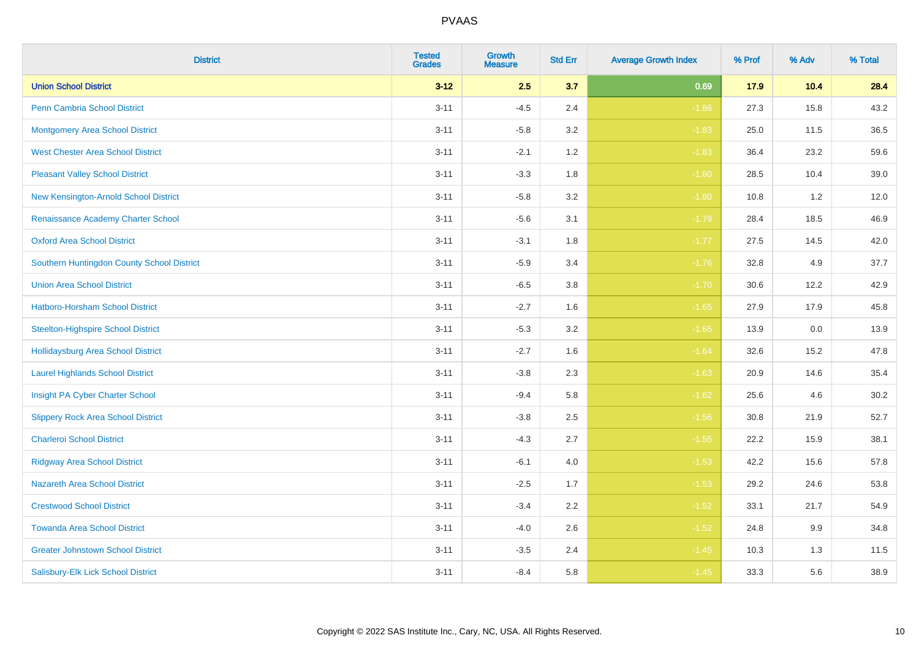| District | Tested Grades | Growth Measure | Std Err | Average Growth Index | % Prof | % Adv | % Total |
|---|---|---|---|---|---|---|---|
| **Union School District** | **3-12** | **2.5** | **3.7** | **0.69** | **17.9** | **10.4** | **28.4** |
| Penn Cambria School District | 3-11 | -4.5 | 2.4 | -1.86 | 27.3 | 15.8 | 43.2 |
| Montgomery Area School District | 3-11 | -5.8 | 3.2 | -1.83 | 25.0 | 11.5 | 36.5 |
| West Chester Area School District | 3-11 | -2.1 | 1.2 | -1.83 | 36.4 | 23.2 | 59.6 |
| Pleasant Valley School District | 3-11 | -3.3 | 1.8 | -1.80 | 28.5 | 10.4 | 39.0 |
| New Kensington-Arnold School District | 3-11 | -5.8 | 3.2 | -1.80 | 10.8 | 1.2 | 12.0 |
| Renaissance Academy Charter School | 3-11 | -5.6 | 3.1 | -1.79 | 28.4 | 18.5 | 46.9 |
| Oxford Area School District | 3-11 | -3.1 | 1.8 | -1.77 | 27.5 | 14.5 | 42.0 |
| Southern Huntingdon County School District | 3-11 | -5.9 | 3.4 | -1.76 | 32.8 | 4.9 | 37.7 |
| Union Area School District | 3-11 | -6.5 | 3.8 | -1.70 | 30.6 | 12.2 | 42.9 |
| Hatboro-Horsham School District | 3-11 | -2.7 | 1.6 | -1.65 | 27.9 | 17.9 | 45.8 |
| Steelton-Highspire School District | 3-11 | -5.3 | 3.2 | -1.65 | 13.9 | 0.0 | 13.9 |
| Hollidaysburg Area School District | 3-11 | -2.7 | 1.6 | -1.64 | 32.6 | 15.2 | 47.8 |
| Laurel Highlands School District | 3-11 | -3.8 | 2.3 | -1.63 | 20.9 | 14.6 | 35.4 |
| Insight PA Cyber Charter School | 3-11 | -9.4 | 5.8 | -1.62 | 25.6 | 4.6 | 30.2 |
| Slippery Rock Area School District | 3-11 | -3.8 | 2.5 | -1.56 | 30.8 | 21.9 | 52.7 |
| Charleroi School District | 3-11 | -4.3 | 2.7 | -1.55 | 22.2 | 15.9 | 38.1 |
| Ridgway Area School District | 3-11 | -6.1 | 4.0 | -1.53 | 42.2 | 15.6 | 57.8 |
| Nazareth Area School District | 3-11 | -2.5 | 1.7 | -1.53 | 29.2 | 24.6 | 53.8 |
| Crestwood School District | 3-11 | -3.4 | 2.2 | -1.52 | 33.1 | 21.7 | 54.9 |
| Towanda Area School District | 3-11 | -4.0 | 2.6 | -1.52 | 24.8 | 9.9 | 34.8 |
| Greater Johnstown School District | 3-11 | -3.5 | 2.4 | -1.45 | 10.3 | 1.3 | 11.5 |
| Salisbury-Elk Lick School District | 3-11 | -8.4 | 5.8 | -1.45 | 33.3 | 5.6 | 38.9 |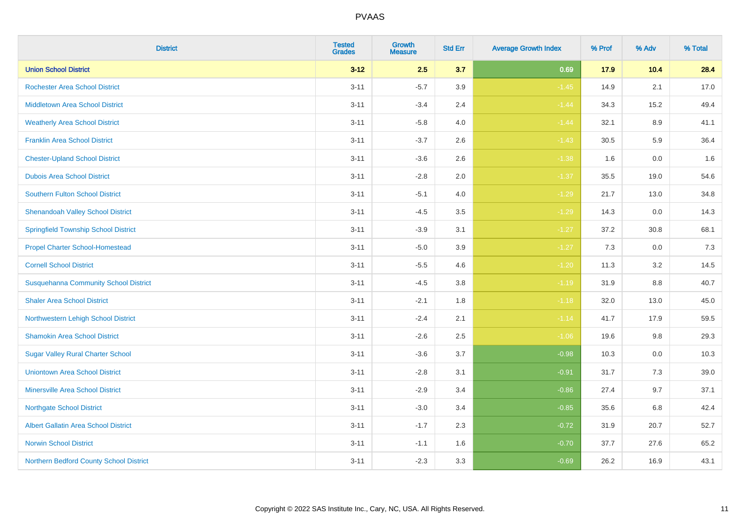# PVAAS

| District | Tested Grades | Growth Measure | Std Err | Average Growth Index | % Prof | % Adv | % Total |
|---|---|---|---|---|---|---|---|
| **Union School District** | **3-12** | **2.5** | **3.7** | **0.69** | **17.9** | **10.4** | **28.4** |
| Rochester Area School District | 3-11 | -5.7 | 3.9 | -1.45 | 14.9 | 2.1 | 17.0 |
| Middletown Area School District | 3-11 | -3.4 | 2.4 | -1.44 | 34.3 | 15.2 | 49.4 |
| Weatherly Area School District | 3-11 | -5.8 | 4.0 | -1.44 | 32.1 | 8.9 | 41.1 |
| Franklin Area School District | 3-11 | -3.7 | 2.6 | -1.43 | 30.5 | 5.9 | 36.4 |
| Chester-Upland School District | 3-11 | -3.6 | 2.6 | -1.38 | 1.6 | 0.0 | 1.6 |
| Dubois Area School District | 3-11 | -2.8 | 2.0 | -1.37 | 35.5 | 19.0 | 54.6 |
| Southern Fulton School District | 3-11 | -5.1 | 4.0 | -1.29 | 21.7 | 13.0 | 34.8 |
| Shenandoah Valley School District | 3-11 | -4.5 | 3.5 | -1.29 | 14.3 | 0.0 | 14.3 |
| Springfield Township School District | 3-11 | -3.9 | 3.1 | -1.27 | 37.2 | 30.8 | 68.1 |
| Propel Charter School-Homestead | 3-11 | -5.0 | 3.9 | -1.27 | 7.3 | 0.0 | 7.3 |
| Cornell School District | 3-11 | -5.5 | 4.6 | -1.20 | 11.3 | 3.2 | 14.5 |
| Susquehanna Community School District | 3-11 | -4.5 | 3.8 | -1.19 | 31.9 | 8.8 | 40.7 |
| Shaler Area School District | 3-11 | -2.1 | 1.8 | -1.18 | 32.0 | 13.0 | 45.0 |
| Northwestern Lehigh School District | 3-11 | -2.4 | 2.1 | -1.14 | 41.7 | 17.9 | 59.5 |
| Shamokin Area School District | 3-11 | -2.6 | 2.5 | -1.06 | 19.6 | 9.8 | 29.3 |
| Sugar Valley Rural Charter School | 3-11 | -3.6 | 3.7 | -0.98 | 10.3 | 0.0 | 10.3 |
| Uniontown Area School District | 3-11 | -2.8 | 3.1 | -0.91 | 31.7 | 7.3 | 39.0 |
| Minersville Area School District | 3-11 | -2.9 | 3.4 | -0.86 | 27.4 | 9.7 | 37.1 |
| Northgate School District | 3-11 | -3.0 | 3.4 | -0.85 | 35.6 | 6.8 | 42.4 |
| Albert Gallatin Area School District | 3-11 | -1.7 | 2.3 | -0.72 | 31.9 | 20.7 | 52.7 |
| Norwin School District | 3-11 | -1.1 | 1.6 | -0.70 | 37.7 | 27.6 | 65.2 |
| Northern Bedford County School District | 3-11 | -2.3 | 3.3 | -0.69 | 26.2 | 16.9 | 43.1 |

Copyright © 2022 SAS Institute Inc., Cary, NC, USA. All Rights Reserved.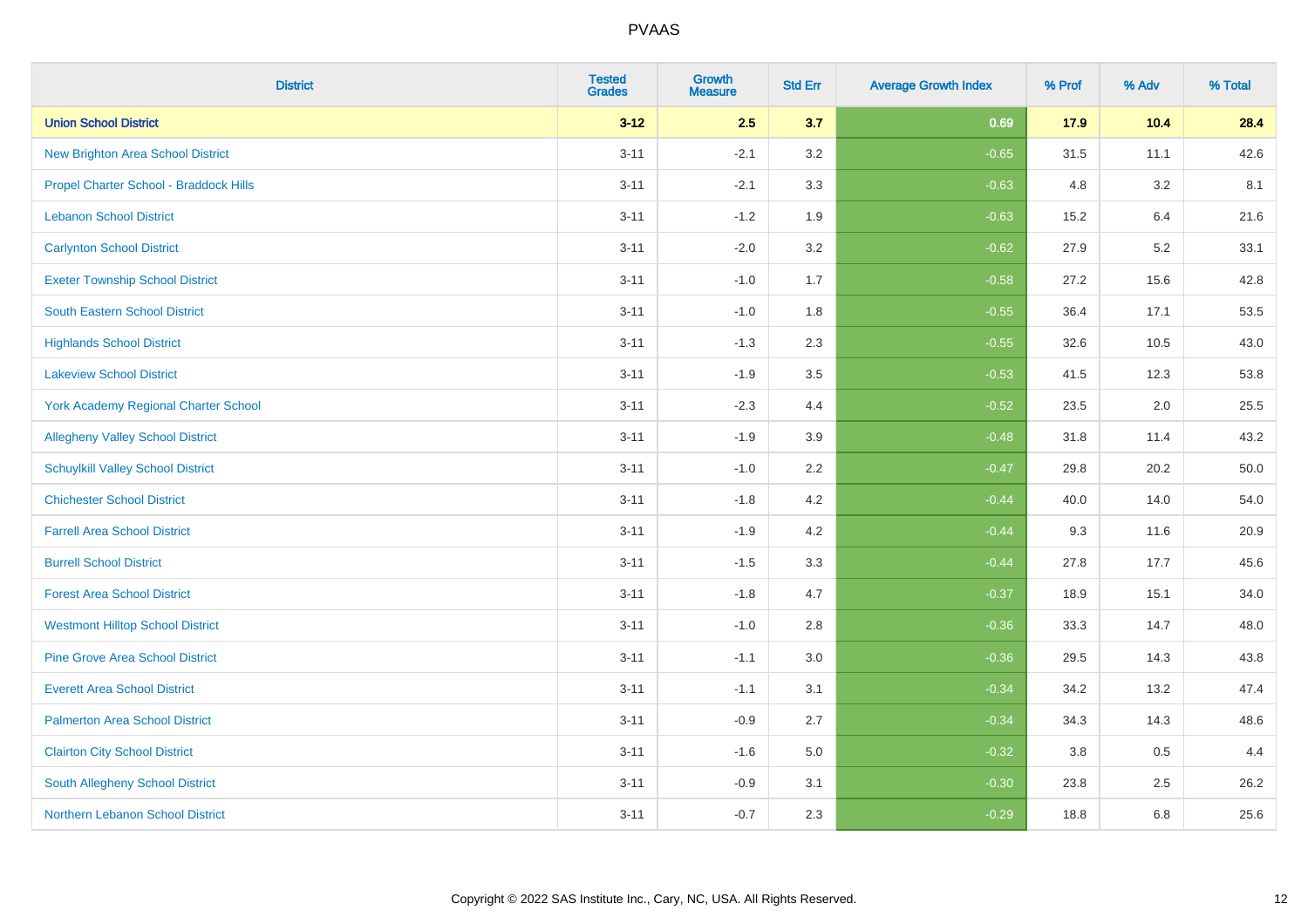| District | Tested Grades | Growth Measure | Std Err | Average Growth Index | % Prof | % Adv | % Total |
|---|---|---|---|---|---|---|---|
| **Union School District** | **3-12** | **2.5** | **3.7** | **0.69** | **17.9** | **10.4** | **28.4** |
| New Brighton Area School District | 3-11 | -2.1 | 3.2 | -0.65 | 31.5 | 11.1 | 42.6 |
| Propel Charter School - Braddock Hills | 3-11 | -2.1 | 3.3 | -0.63 | 4.8 | 3.2 | 8.1 |
| Lebanon School District | 3-11 | -1.2 | 1.9 | -0.63 | 15.2 | 6.4 | 21.6 |
| Carlynton School District | 3-11 | -2.0 | 3.2 | -0.62 | 27.9 | 5.2 | 33.1 |
| Exeter Township School District | 3-11 | -1.0 | 1.7 | -0.58 | 27.2 | 15.6 | 42.8 |
| South Eastern School District | 3-11 | -1.0 | 1.8 | -0.55 | 36.4 | 17.1 | 53.5 |
| Highlands School District | 3-11 | -1.3 | 2.3 | -0.55 | 32.6 | 10.5 | 43.0 |
| Lakeview School District | 3-11 | -1.9 | 3.5 | -0.53 | 41.5 | 12.3 | 53.8 |
| York Academy Regional Charter School | 3-11 | -2.3 | 4.4 | -0.52 | 23.5 | 2.0 | 25.5 |
| Allegheny Valley School District | 3-11 | -1.9 | 3.9 | -0.48 | 31.8 | 11.4 | 43.2 |
| Schuylkill Valley School District | 3-11 | -1.0 | 2.2 | -0.47 | 29.8 | 20.2 | 50.0 |
| Chichester School District | 3-11 | -1.8 | 4.2 | -0.44 | 40.0 | 14.0 | 54.0 |
| Farrell Area School District | 3-11 | -1.9 | 4.2 | -0.44 | 9.3 | 11.6 | 20.9 |
| Burrell School District | 3-11 | -1.5 | 3.3 | -0.44 | 27.8 | 17.7 | 45.6 |
| Forest Area School District | 3-11 | -1.8 | 4.7 | -0.37 | 18.9 | 15.1 | 34.0 |
| Westmont Hilltop School District | 3-11 | -1.0 | 2.8 | -0.36 | 33.3 | 14.7 | 48.0 |
| Pine Grove Area School District | 3-11 | -1.1 | 3.0 | -0.36 | 29.5 | 14.3 | 43.8 |
| Everett Area School District | 3-11 | -1.1 | 3.1 | -0.34 | 34.2 | 13.2 | 47.4 |
| Palmerton Area School District | 3-11 | -0.9 | 2.7 | -0.34 | 34.3 | 14.3 | 48.6 |
| Clairton City School District | 3-11 | -1.6 | 5.0 | -0.32 | 3.8 | 0.5 | 4.4 |
| South Allegheny School District | 3-11 | -0.9 | 3.1 | -0.30 | 23.8 | 2.5 | 26.2 |
| Northern Lebanon School District | 3-11 | -0.7 | 2.3 | -0.29 | 18.8 | 6.8 | 25.6 |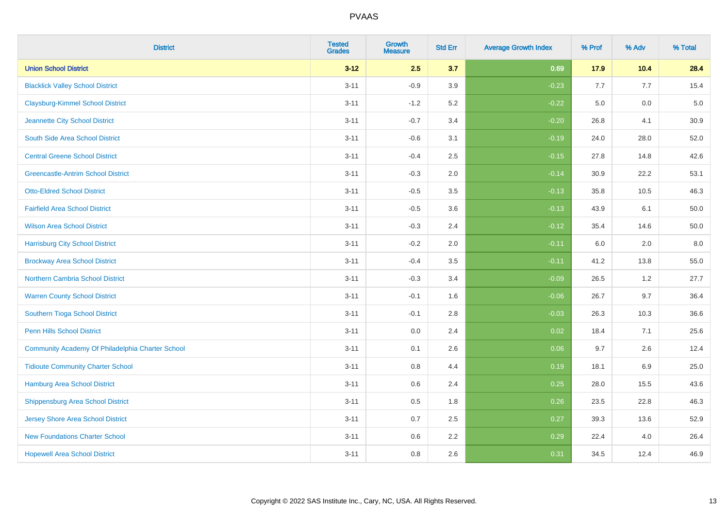| District | Tested Grades | Growth Measure | Std Err | Average Growth Index | % Prof | % Adv | % Total |
|---|---|---|---|---|---|---|---|
| **Union School District** | **3-12** | **2.5** | **3.7** | **0.69** | **17.9** | **10.4** | **28.4** |
| Blacklick Valley School District | 3-11 | -0.9 | 3.9 | -0.23 | 7.7 | 7.7 | 15.4 |
| Claysburg-Kimmel School District | 3-11 | -1.2 | 5.2 | -0.22 | 5.0 | 0.0 | 5.0 |
| Jeannette City School District | 3-11 | -0.7 | 3.4 | -0.20 | 26.8 | 4.1 | 30.9 |
| South Side Area School District | 3-11 | -0.6 | 3.1 | -0.19 | 24.0 | 28.0 | 52.0 |
| Central Greene School District | 3-11 | -0.4 | 2.5 | -0.15 | 27.8 | 14.8 | 42.6 |
| Greencastle-Antrim School District | 3-11 | -0.3 | 2.0 | -0.14 | 30.9 | 22.2 | 53.1 |
| Otto-Eldred School District | 3-11 | -0.5 | 3.5 | -0.13 | 35.8 | 10.5 | 46.3 |
| Fairfield Area School District | 3-11 | -0.5 | 3.6 | -0.13 | 43.9 | 6.1 | 50.0 |
| Wilson Area School District | 3-11 | -0.3 | 2.4 | -0.12 | 35.4 | 14.6 | 50.0 |
| Harrisburg City School District | 3-11 | -0.2 | 2.0 | -0.11 | 6.0 | 2.0 | 8.0 |
| Brockway Area School District | 3-11 | -0.4 | 3.5 | -0.11 | 41.2 | 13.8 | 55.0 |
| Northern Cambria School District | 3-11 | -0.3 | 3.4 | -0.09 | 26.5 | 1.2 | 27.7 |
| Warren County School District | 3-11 | -0.1 | 1.6 | -0.06 | 26.7 | 9.7 | 36.4 |
| Southern Tioga School District | 3-11 | -0.1 | 2.8 | -0.03 | 26.3 | 10.3 | 36.6 |
| Penn Hills School District | 3-11 | 0.0 | 2.4 | 0.02 | 18.4 | 7.1 | 25.6 |
| Community Academy Of Philadelphia Charter School | 3-11 | 0.1 | 2.6 | 0.06 | 9.7 | 2.6 | 12.4 |
| Tidioute Community Charter School | 3-11 | 0.8 | 4.4 | 0.19 | 18.1 | 6.9 | 25.0 |
| Hamburg Area School District | 3-11 | 0.6 | 2.4 | 0.25 | 28.0 | 15.5 | 43.6 |
| Shippensburg Area School District | 3-11 | 0.5 | 1.8 | 0.26 | 23.5 | 22.8 | 46.3 |
| Jersey Shore Area School District | 3-11 | 0.7 | 2.5 | 0.27 | 39.3 | 13.6 | 52.9 |
| New Foundations Charter School | 3-11 | 0.6 | 2.2 | 0.29 | 22.4 | 4.0 | 26.4 |
| Hopewell Area School District | 3-11 | 0.8 | 2.6 | 0.31 | 34.5 | 12.4 | 46.9 |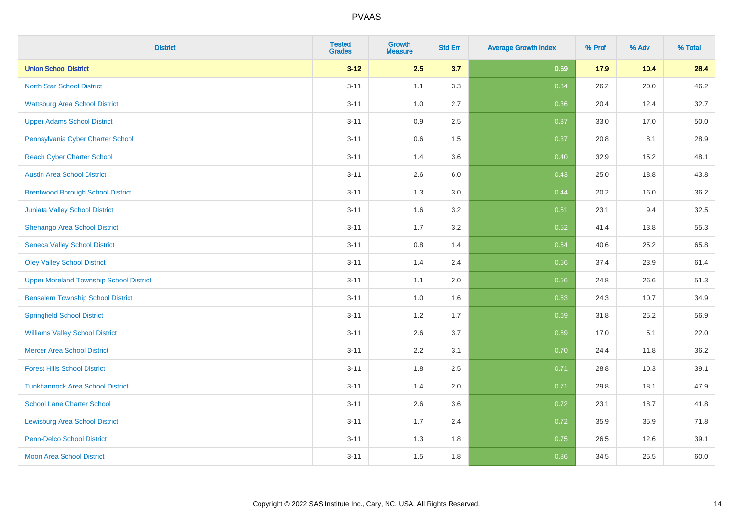| District | Tested Grades | Growth Measure | Std Err | Average Growth Index | % Prof | % Adv | % Total |
|---|---|---|---|---|---|---|---|
| **Union School District** | **3-12** | **2.5** | **3.7** | **0.69** | **17.9** | **10.4** | **28.4** |
| North Star School District | 3-11 | 1.1 | 3.3 | 0.34 | 26.2 | 20.0 | 46.2 |
| Wattsburg Area School District | 3-11 | 1.0 | 2.7 | 0.36 | 20.4 | 12.4 | 32.7 |
| Upper Adams School District | 3-11 | 0.9 | 2.5 | 0.37 | 33.0 | 17.0 | 50.0 |
| Pennsylvania Cyber Charter School | 3-11 | 0.6 | 1.5 | 0.37 | 20.8 | 8.1 | 28.9 |
| Reach Cyber Charter School | 3-11 | 1.4 | 3.6 | 0.40 | 32.9 | 15.2 | 48.1 |
| Austin Area School District | 3-11 | 2.6 | 6.0 | 0.43 | 25.0 | 18.8 | 43.8 |
| Brentwood Borough School District | 3-11 | 1.3 | 3.0 | 0.44 | 20.2 | 16.0 | 36.2 |
| Juniata Valley School District | 3-11 | 1.6 | 3.2 | 0.51 | 23.1 | 9.4 | 32.5 |
| Shenango Area School District | 3-11 | 1.7 | 3.2 | 0.52 | 41.4 | 13.8 | 55.3 |
| Seneca Valley School District | 3-11 | 0.8 | 1.4 | 0.54 | 40.6 | 25.2 | 65.8 |
| Oley Valley School District | 3-11 | 1.4 | 2.4 | 0.56 | 37.4 | 23.9 | 61.4 |
| Upper Moreland Township School District | 3-11 | 1.1 | 2.0 | 0.56 | 24.8 | 26.6 | 51.3 |
| Bensalem Township School District | 3-11 | 1.0 | 1.6 | 0.63 | 24.3 | 10.7 | 34.9 |
| Springfield School District | 3-11 | 1.2 | 1.7 | 0.69 | 31.8 | 25.2 | 56.9 |
| Williams Valley School District | 3-11 | 2.6 | 3.7 | 0.69 | 17.0 | 5.1 | 22.0 |
| Mercer Area School District | 3-11 | 2.2 | 3.1 | 0.70 | 24.4 | 11.8 | 36.2 |
| Forest Hills School District | 3-11 | 1.8 | 2.5 | 0.71 | 28.8 | 10.3 | 39.1 |
| Tunkhannock Area School District | 3-11 | 1.4 | 2.0 | 0.71 | 29.8 | 18.1 | 47.9 |
| School Lane Charter School | 3-11 | 2.6 | 3.6 | 0.72 | 23.1 | 18.7 | 41.8 |
| Lewisburg Area School District | 3-11 | 1.7 | 2.4 | 0.72 | 35.9 | 35.9 | 71.8 |
| Penn-Delco School District | 3-11 | 1.3 | 1.8 | 0.75 | 26.5 | 12.6 | 39.1 |
| Moon Area School District | 3-11 | 1.5 | 1.8 | 0.86 | 34.5 | 25.5 | 60.0 |

Copyright © 2022 SAS Institute Inc., Cary, NC, USA. All Rights Reserved.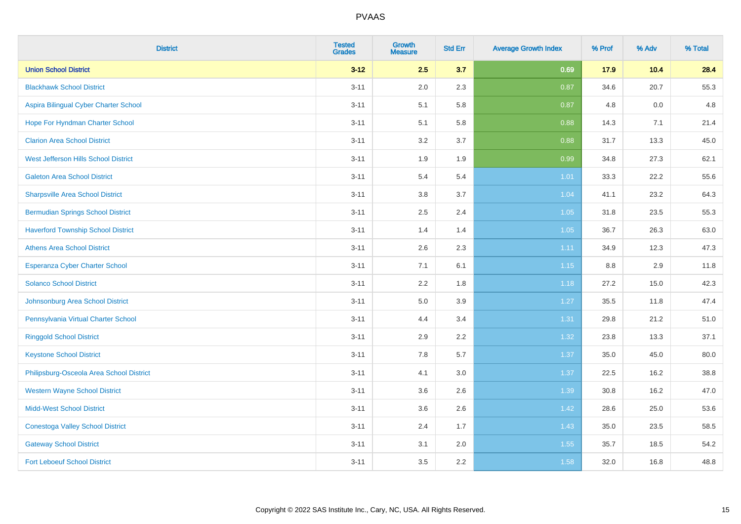# PVAAS

| District | Tested Grades | Growth Measure | Std Err | Average Growth Index | % Prof | % Adv | % Total |
|---|---|---|---|---|---|---|---|
| **Union School District** | **3-12** | **2.5** | **3.7** | **0.69** | **17.9** | **10.4** | **28.4** |
| Blackhawk School District | 3-11 | 2.0 | 2.3 | 0.87 | 34.6 | 20.7 | 55.3 |
| Aspira Bilingual Cyber Charter School | 3-11 | 5.1 | 5.8 | 0.87 | 4.8 | 0.0 | 4.8 |
| Hope For Hyndman Charter School | 3-11 | 5.1 | 5.8 | 0.88 | 14.3 | 7.1 | 21.4 |
| Clarion Area School District | 3-11 | 3.2 | 3.7 | 0.88 | 31.7 | 13.3 | 45.0 |
| West Jefferson Hills School District | 3-11 | 1.9 | 1.9 | 0.99 | 34.8 | 27.3 | 62.1 |
| Galeton Area School District | 3-11 | 5.4 | 5.4 | 1.01 | 33.3 | 22.2 | 55.6 |
| Sharpsville Area School District | 3-11 | 3.8 | 3.7 | 1.04 | 41.1 | 23.2 | 64.3 |
| Bermudian Springs School District | 3-11 | 2.5 | 2.4 | 1.05 | 31.8 | 23.5 | 55.3 |
| Haverford Township School District | 3-11 | 1.4 | 1.4 | 1.05 | 36.7 | 26.3 | 63.0 |
| Athens Area School District | 3-11 | 2.6 | 2.3 | 1.11 | 34.9 | 12.3 | 47.3 |
| Esperanza Cyber Charter School | 3-11 | 7.1 | 6.1 | 1.15 | 8.8 | 2.9 | 11.8 |
| Solanco School District | 3-11 | 2.2 | 1.8 | 1.18 | 27.2 | 15.0 | 42.3 |
| Johnsonburg Area School District | 3-11 | 5.0 | 3.9 | 1.27 | 35.5 | 11.8 | 47.4 |
| Pennsylvania Virtual Charter School | 3-11 | 4.4 | 3.4 | 1.31 | 29.8 | 21.2 | 51.0 |
| Ringgold School District | 3-11 | 2.9 | 2.2 | 1.32 | 23.8 | 13.3 | 37.1 |
| Keystone School District | 3-11 | 7.8 | 5.7 | 1.37 | 35.0 | 45.0 | 80.0 |
| Philipsburg-Osceola Area School District | 3-11 | 4.1 | 3.0 | 1.37 | 22.5 | 16.2 | 38.8 |
| Western Wayne School District | 3-11 | 3.6 | 2.6 | 1.39 | 30.8 | 16.2 | 47.0 |
| Midd-West School District | 3-11 | 3.6 | 2.6 | 1.42 | 28.6 | 25.0 | 53.6 |
| Conestoga Valley School District | 3-11 | 2.4 | 1.7 | 1.43 | 35.0 | 23.5 | 58.5 |
| Gateway School District | 3-11 | 3.1 | 2.0 | 1.55 | 35.7 | 18.5 | 54.2 |
| Fort Leboeuf School District | 3-11 | 3.5 | 2.2 | 1.58 | 32.0 | 16.8 | 48.8 |

Copyright © 2022 SAS Institute Inc., Cary, NC, USA. All Rights Reserved.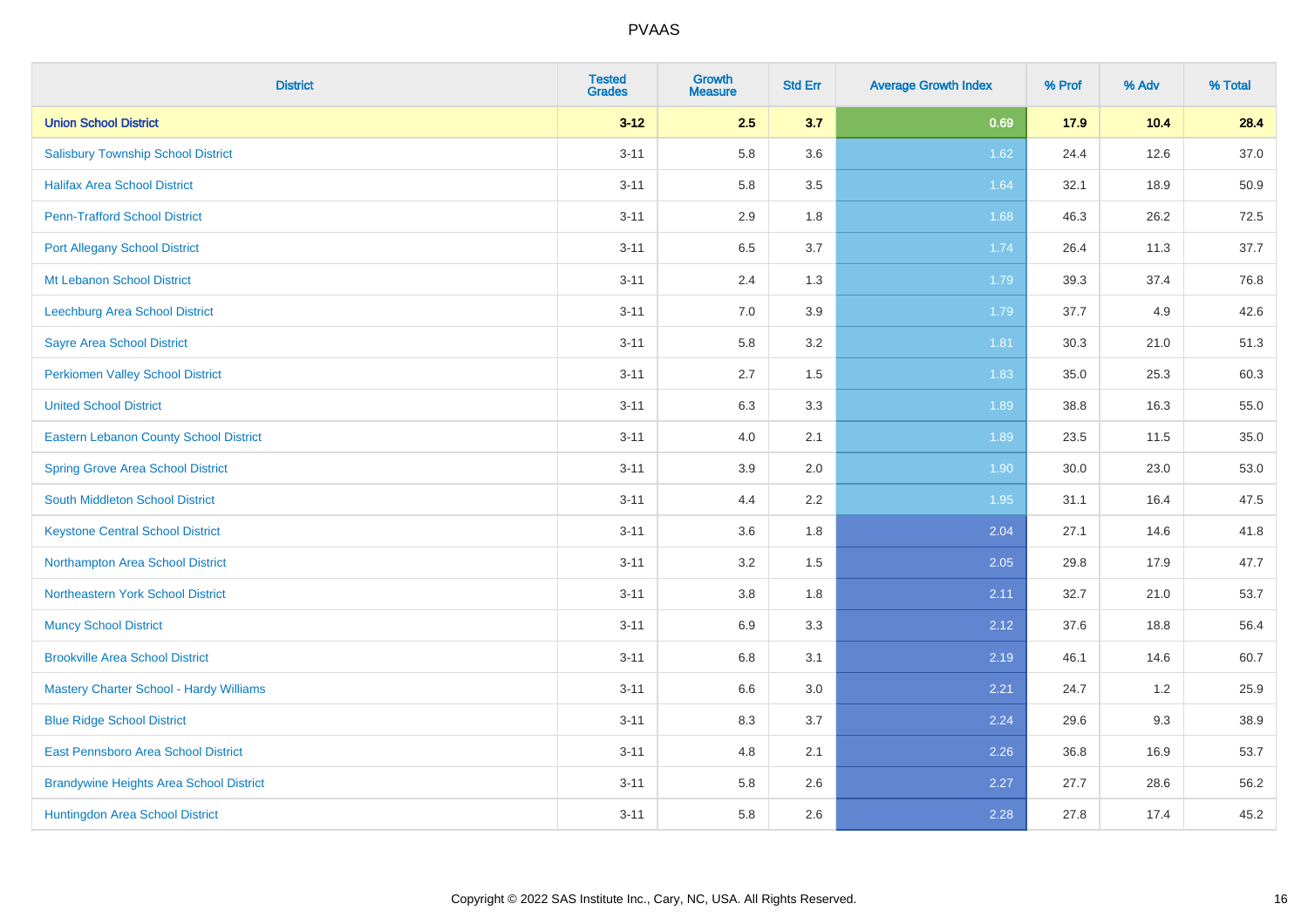# PVAAS

| District | Tested Grades | Growth Measure | Std Err | Average Growth Index | % Prof | % Adv | % Total |
|---|---|---|---|---|---|---|---|
| **Union School District** | **3-12** | **2.5** | **3.7** | **0.69** | **17.9** | **10.4** | **28.4** |
| Salisbury Township School District | 3-11 | 5.8 | 3.6 | 1.62 | 24.4 | 12.6 | 37.0 |
| Halifax Area School District | 3-11 | 5.8 | 3.5 | 1.64 | 32.1 | 18.9 | 50.9 |
| Penn-Trafford School District | 3-11 | 2.9 | 1.8 | 1.68 | 46.3 | 26.2 | 72.5 |
| Port Allegany School District | 3-11 | 6.5 | 3.7 | 1.74 | 26.4 | 11.3 | 37.7 |
| Mt Lebanon School District | 3-11 | 2.4 | 1.3 | 1.79 | 39.3 | 37.4 | 76.8 |
| Leechburg Area School District | 3-11 | 7.0 | 3.9 | 1.79 | 37.7 | 4.9 | 42.6 |
| Sayre Area School District | 3-11 | 5.8 | 3.2 | 1.81 | 30.3 | 21.0 | 51.3 |
| Perkiomen Valley School District | 3-11 | 2.7 | 1.5 | 1.83 | 35.0 | 25.3 | 60.3 |
| United School District | 3-11 | 6.3 | 3.3 | 1.89 | 38.8 | 16.3 | 55.0 |
| Eastern Lebanon County School District | 3-11 | 4.0 | 2.1 | 1.89 | 23.5 | 11.5 | 35.0 |
| Spring Grove Area School District | 3-11 | 3.9 | 2.0 | 1.90 | 30.0 | 23.0 | 53.0 |
| South Middleton School District | 3-11 | 4.4 | 2.2 | 1.95 | 31.1 | 16.4 | 47.5 |
| Keystone Central School District | 3-11 | 3.6 | 1.8 | 2.04 | 27.1 | 14.6 | 41.8 |
| Northampton Area School District | 3-11 | 3.2 | 1.5 | 2.05 | 29.8 | 17.9 | 47.7 |
| Northeastern York School District | 3-11 | 3.8 | 1.8 | 2.11 | 32.7 | 21.0 | 53.7 |
| Muncy School District | 3-11 | 6.9 | 3.3 | 2.12 | 37.6 | 18.8 | 56.4 |
| Brookville Area School District | 3-11 | 6.8 | 3.1 | 2.19 | 46.1 | 14.6 | 60.7 |
| Mastery Charter School - Hardy Williams | 3-11 | 6.6 | 3.0 | 2.21 | 24.7 | 1.2 | 25.9 |
| Blue Ridge School District | 3-11 | 8.3 | 3.7 | 2.24 | 29.6 | 9.3 | 38.9 |
| East Pennsboro Area School District | 3-11 | 4.8 | 2.1 | 2.26 | 36.8 | 16.9 | 53.7 |
| Brandywine Heights Area School District | 3-11 | 5.8 | 2.6 | 2.27 | 27.7 | 28.6 | 56.2 |
| Huntingdon Area School District | 3-11 | 5.8 | 2.6 | 2.28 | 27.8 | 17.4 | 45.2 |

Copyright © 2022 SAS Institute Inc., Cary, NC, USA. All Rights Reserved.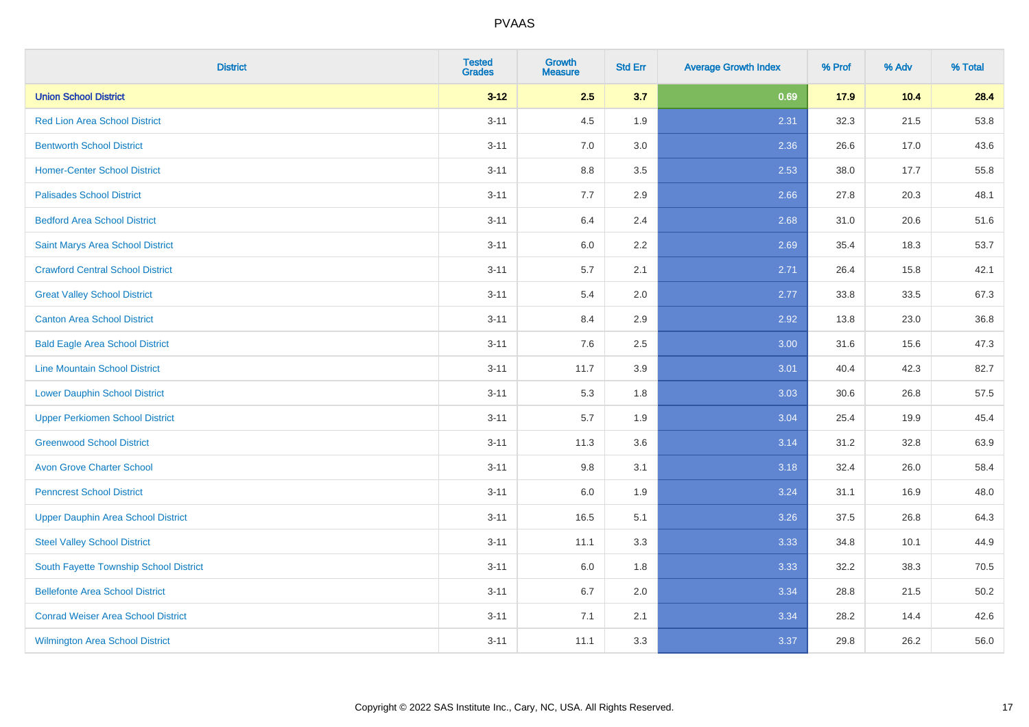| District | Tested Grades | Growth Measure | Std Err | Average Growth Index | % Prof | % Adv | % Total |
|---|---|---|---|---|---|---|---|
| **Union School District** | **3-12** | **2.5** | **3.7** | **0.69** | **17.9** | **10.4** | **28.4** |
| Red Lion Area School District | 3-11 | 4.5 | 1.9 | 2.31 | 32.3 | 21.5 | 53.8 |
| Bentworth School District | 3-11 | 7.0 | 3.0 | 2.36 | 26.6 | 17.0 | 43.6 |
| Homer-Center School District | 3-11 | 8.8 | 3.5 | 2.53 | 38.0 | 17.7 | 55.8 |
| Palisades School District | 3-11 | 7.7 | 2.9 | 2.66 | 27.8 | 20.3 | 48.1 |
| Bedford Area School District | 3-11 | 6.4 | 2.4 | 2.68 | 31.0 | 20.6 | 51.6 |
| Saint Marys Area School District | 3-11 | 6.0 | 2.2 | 2.69 | 35.4 | 18.3 | 53.7 |
| Crawford Central School District | 3-11 | 5.7 | 2.1 | 2.71 | 26.4 | 15.8 | 42.1 |
| Great Valley School District | 3-11 | 5.4 | 2.0 | 2.77 | 33.8 | 33.5 | 67.3 |
| Canton Area School District | 3-11 | 8.4 | 2.9 | 2.92 | 13.8 | 23.0 | 36.8 |
| Bald Eagle Area School District | 3-11 | 7.6 | 2.5 | 3.00 | 31.6 | 15.6 | 47.3 |
| Line Mountain School District | 3-11 | 11.7 | 3.9 | 3.01 | 40.4 | 42.3 | 82.7 |
| Lower Dauphin School District | 3-11 | 5.3 | 1.8 | 3.03 | 30.6 | 26.8 | 57.5 |
| Upper Perkiomen School District | 3-11 | 5.7 | 1.9 | 3.04 | 25.4 | 19.9 | 45.4 |
| Greenwood School District | 3-11 | 11.3 | 3.6 | 3.14 | 31.2 | 32.8 | 63.9 |
| Avon Grove Charter School | 3-11 | 9.8 | 3.1 | 3.18 | 32.4 | 26.0 | 58.4 |
| Penncrest School District | 3-11 | 6.0 | 1.9 | 3.24 | 31.1 | 16.9 | 48.0 |
| Upper Dauphin Area School District | 3-11 | 16.5 | 5.1 | 3.26 | 37.5 | 26.8 | 64.3 |
| Steel Valley School District | 3-11 | 11.1 | 3.3 | 3.33 | 34.8 | 10.1 | 44.9 |
| South Fayette Township School District | 3-11 | 6.0 | 1.8 | 3.33 | 32.2 | 38.3 | 70.5 |
| Bellefonte Area School District | 3-11 | 6.7 | 2.0 | 3.34 | 28.8 | 21.5 | 50.2 |
| Conrad Weiser Area School District | 3-11 | 7.1 | 2.1 | 3.34 | 28.2 | 14.4 | 42.6 |
| Wilmington Area School District | 3-11 | 11.1 | 3.3 | 3.37 | 29.8 | 26.2 | 56.0 |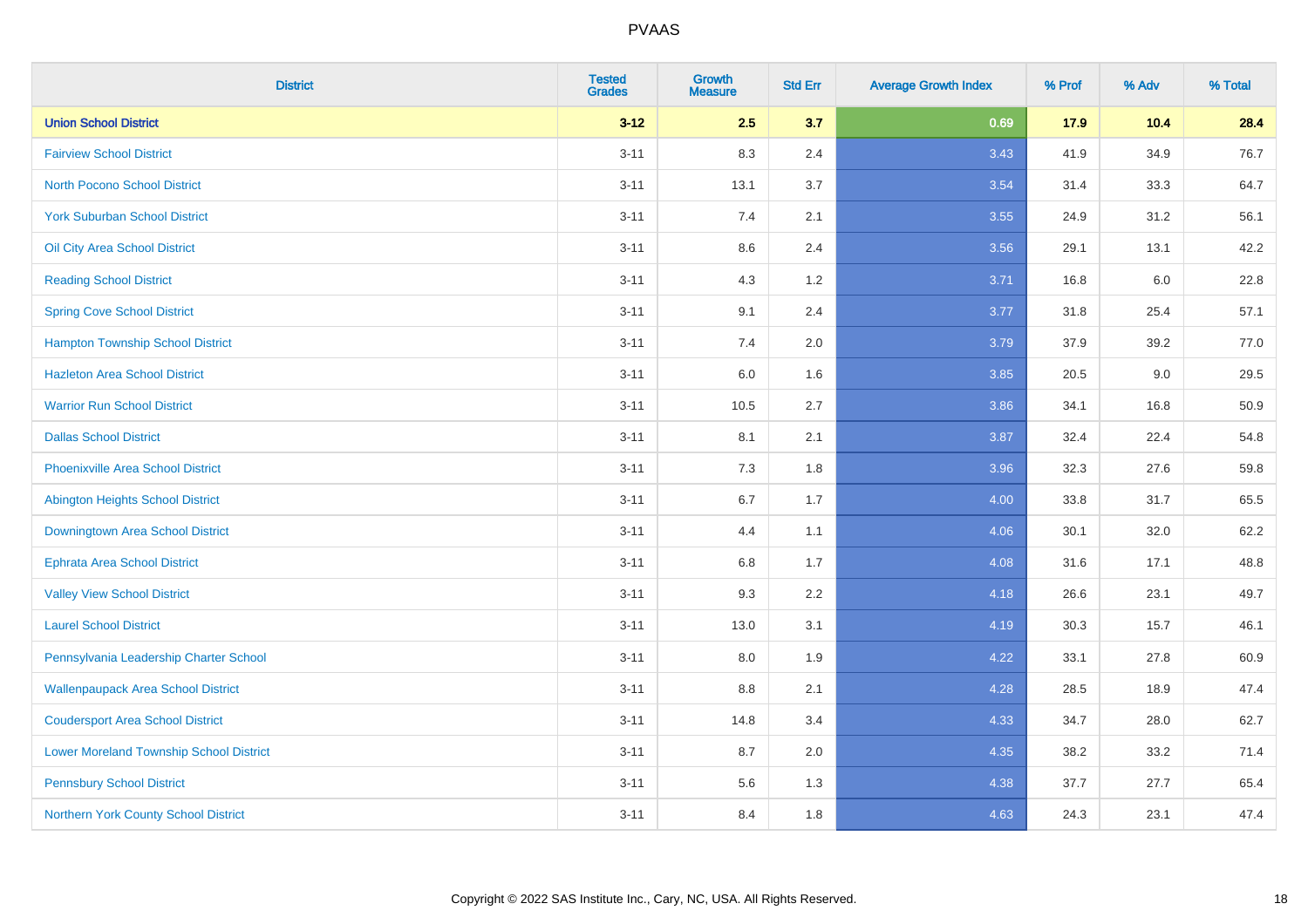| District | Tested Grades | Growth Measure | Std Err | Average Growth Index | % Prof | % Adv | % Total |
|---|---|---|---|---|---|---|---|
| **Union School District** | **3-12** | **2.5** | **3.7** | **0.69** | **17.9** | **10.4** | **28.4** |
| Fairview School District | 3-11 | 8.3 | 2.4 | 3.43 | 41.9 | 34.9 | 76.7 |
| North Pocono School District | 3-11 | 13.1 | 3.7 | 3.54 | 31.4 | 33.3 | 64.7 |
| York Suburban School District | 3-11 | 7.4 | 2.1 | 3.55 | 24.9 | 31.2 | 56.1 |
| Oil City Area School District | 3-11 | 8.6 | 2.4 | 3.56 | 29.1 | 13.1 | 42.2 |
| Reading School District | 3-11 | 4.3 | 1.2 | 3.71 | 16.8 | 6.0 | 22.8 |
| Spring Cove School District | 3-11 | 9.1 | 2.4 | 3.77 | 31.8 | 25.4 | 57.1 |
| Hampton Township School District | 3-11 | 7.4 | 2.0 | 3.79 | 37.9 | 39.2 | 77.0 |
| Hazleton Area School District | 3-11 | 6.0 | 1.6 | 3.85 | 20.5 | 9.0 | 29.5 |
| Warrior Run School District | 3-11 | 10.5 | 2.7 | 3.86 | 34.1 | 16.8 | 50.9 |
| Dallas School District | 3-11 | 8.1 | 2.1 | 3.87 | 32.4 | 22.4 | 54.8 |
| Phoenixville Area School District | 3-11 | 7.3 | 1.8 | 3.96 | 32.3 | 27.6 | 59.8 |
| Abington Heights School District | 3-11 | 6.7 | 1.7 | 4.00 | 33.8 | 31.7 | 65.5 |
| Downingtown Area School District | 3-11 | 4.4 | 1.1 | 4.06 | 30.1 | 32.0 | 62.2 |
| Ephrata Area School District | 3-11 | 6.8 | 1.7 | 4.08 | 31.6 | 17.1 | 48.8 |
| Valley View School District | 3-11 | 9.3 | 2.2 | 4.18 | 26.6 | 23.1 | 49.7 |
| Laurel School District | 3-11 | 13.0 | 3.1 | 4.19 | 30.3 | 15.7 | 46.1 |
| Pennsylvania Leadership Charter School | 3-11 | 8.0 | 1.9 | 4.22 | 33.1 | 27.8 | 60.9 |
| Wallenpaupack Area School District | 3-11 | 8.8 | 2.1 | 4.28 | 28.5 | 18.9 | 47.4 |
| Coudersport Area School District | 3-11 | 14.8 | 3.4 | 4.33 | 34.7 | 28.0 | 62.7 |
| Lower Moreland Township School District | 3-11 | 8.7 | 2.0 | 4.35 | 38.2 | 33.2 | 71.4 |
| Pennsbury School District | 3-11 | 5.6 | 1.3 | 4.38 | 37.7 | 27.7 | 65.4 |
| Northern York County School District | 3-11 | 8.4 | 1.8 | 4.63 | 24.3 | 23.1 | 47.4 |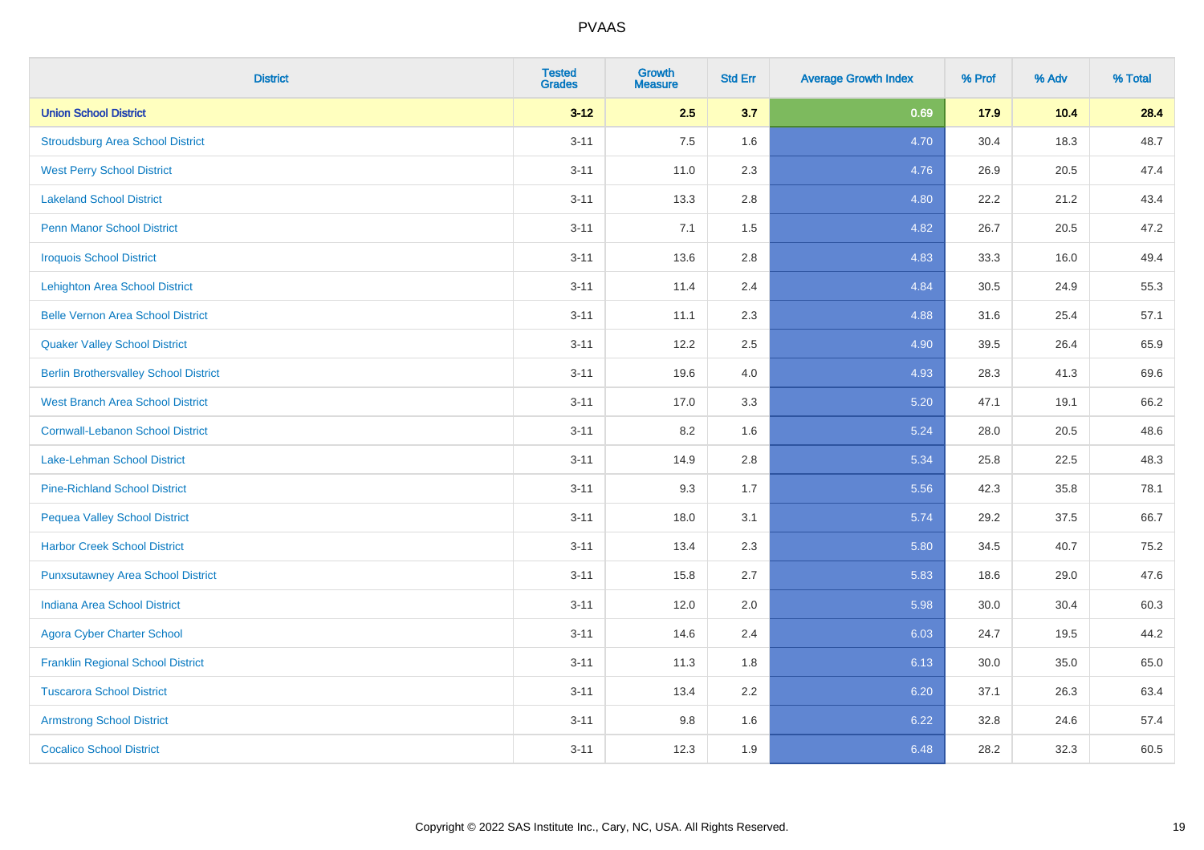| District | Tested Grades | Growth Measure | Std Err | Average Growth Index | % Prof | % Adv | % Total |
|---|---|---|---|---|---|---|---|
| **Union School District** | **3-12** | **2.5** | **3.7** | **0.69** | **17.9** | **10.4** | **28.4** |
| Stroudsburg Area School District | 3-11 | 7.5 | 1.6 | 4.70 | 30.4 | 18.3 | 48.7 |
| West Perry School District | 3-11 | 11.0 | 2.3 | 4.76 | 26.9 | 20.5 | 47.4 |
| Lakeland School District | 3-11 | 13.3 | 2.8 | 4.80 | 22.2 | 21.2 | 43.4 |
| Penn Manor School District | 3-11 | 7.1 | 1.5 | 4.82 | 26.7 | 20.5 | 47.2 |
| Iroquois School District | 3-11 | 13.6 | 2.8 | 4.83 | 33.3 | 16.0 | 49.4 |
| Lehighton Area School District | 3-11 | 11.4 | 2.4 | 4.84 | 30.5 | 24.9 | 55.3 |
| Belle Vernon Area School District | 3-11 | 11.1 | 2.3 | 4.88 | 31.6 | 25.4 | 57.1 |
| Quaker Valley School District | 3-11 | 12.2 | 2.5 | 4.90 | 39.5 | 26.4 | 65.9 |
| Berlin Brothersvalley School District | 3-11 | 19.6 | 4.0 | 4.93 | 28.3 | 41.3 | 69.6 |
| West Branch Area School District | 3-11 | 17.0 | 3.3 | 5.20 | 47.1 | 19.1 | 66.2 |
| Cornwall-Lebanon School District | 3-11 | 8.2 | 1.6 | 5.24 | 28.0 | 20.5 | 48.6 |
| Lake-Lehman School District | 3-11 | 14.9 | 2.8 | 5.34 | 25.8 | 22.5 | 48.3 |
| Pine-Richland School District | 3-11 | 9.3 | 1.7 | 5.56 | 42.3 | 35.8 | 78.1 |
| Pequea Valley School District | 3-11 | 18.0 | 3.1 | 5.74 | 29.2 | 37.5 | 66.7 |
| Harbor Creek School District | 3-11 | 13.4 | 2.3 | 5.80 | 34.5 | 40.7 | 75.2 |
| Punxsutawney Area School District | 3-11 | 15.8 | 2.7 | 5.83 | 18.6 | 29.0 | 47.6 |
| Indiana Area School District | 3-11 | 12.0 | 2.0 | 5.98 | 30.0 | 30.4 | 60.3 |
| Agora Cyber Charter School | 3-11 | 14.6 | 2.4 | 6.03 | 24.7 | 19.5 | 44.2 |
| Franklin Regional School District | 3-11 | 11.3 | 1.8 | 6.13 | 30.0 | 35.0 | 65.0 |
| Tuscarora School District | 3-11 | 13.4 | 2.2 | 6.20 | 37.1 | 26.3 | 63.4 |
| Armstrong School District | 3-11 | 9.8 | 1.6 | 6.22 | 32.8 | 24.6 | 57.4 |
| Cocalico School District | 3-11 | 12.3 | 1.9 | 6.48 | 28.2 | 32.3 | 60.5 |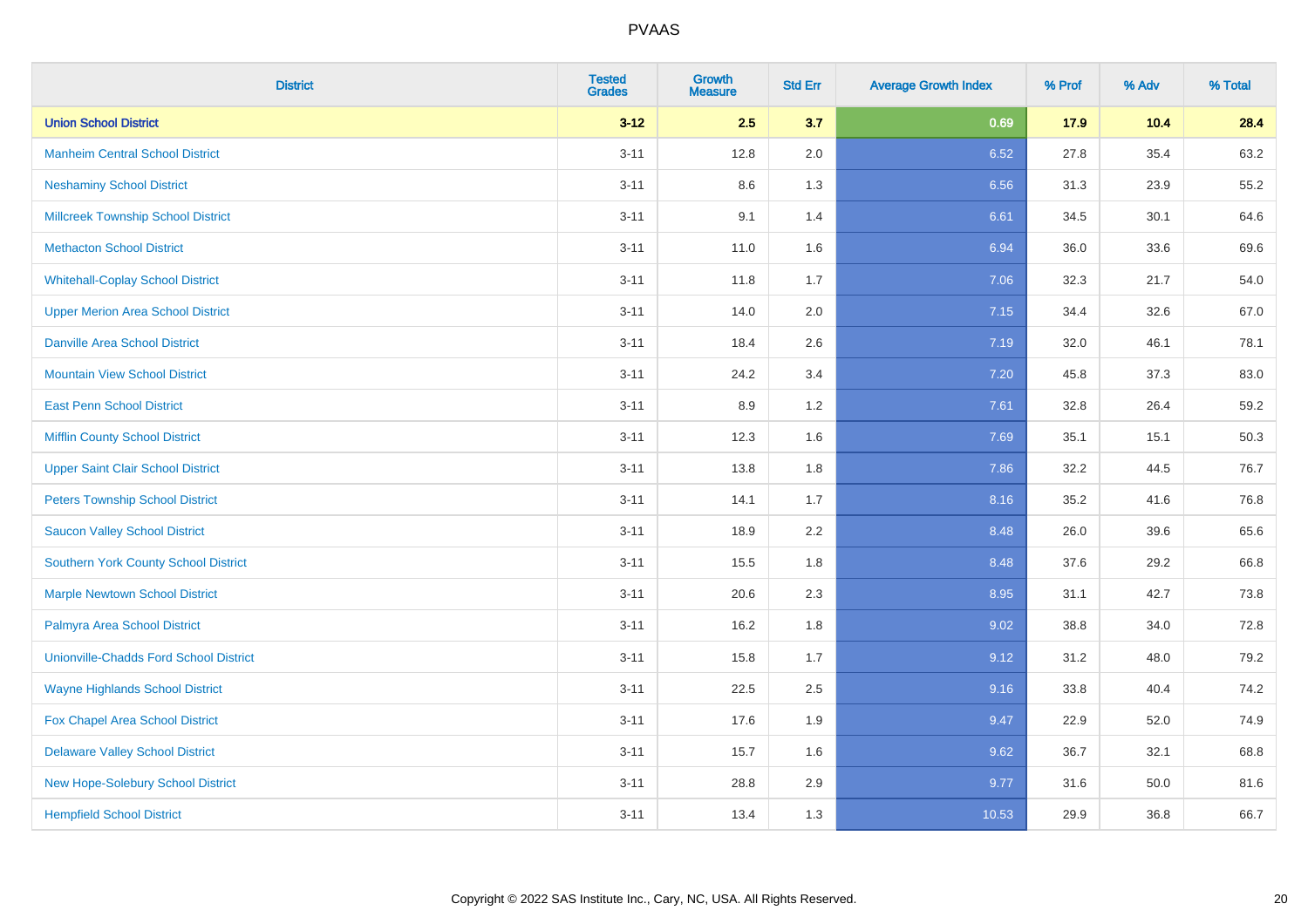# PVAAS

| District | Tested Grades | Growth Measure | Std Err | Average Growth Index | % Prof | % Adv | % Total |
|---|---|---|---|---|---|---|---|
| **Union School District** | **3-12** | **2.5** | **3.7** | **0.69** | **17.9** | **10.4** | **28.4** |
| Manheim Central School District | 3-11 | 12.8 | 2.0 | 6.52 | 27.8 | 35.4 | 63.2 |
| Neshaminy School District | 3-11 | 8.6 | 1.3 | 6.56 | 31.3 | 23.9 | 55.2 |
| Millcreek Township School District | 3-11 | 9.1 | 1.4 | 6.61 | 34.5 | 30.1 | 64.6 |
| Methacton School District | 3-11 | 11.0 | 1.6 | 6.94 | 36.0 | 33.6 | 69.6 |
| Whitehall-Coplay School District | 3-11 | 11.8 | 1.7 | 7.06 | 32.3 | 21.7 | 54.0 |
| Upper Merion Area School District | 3-11 | 14.0 | 2.0 | 7.15 | 34.4 | 32.6 | 67.0 |
| Danville Area School District | 3-11 | 18.4 | 2.6 | 7.19 | 32.0 | 46.1 | 78.1 |
| Mountain View School District | 3-11 | 24.2 | 3.4 | 7.20 | 45.8 | 37.3 | 83.0 |
| East Penn School District | 3-11 | 8.9 | 1.2 | 7.61 | 32.8 | 26.4 | 59.2 |
| Mifflin County School District | 3-11 | 12.3 | 1.6 | 7.69 | 35.1 | 15.1 | 50.3 |
| Upper Saint Clair School District | 3-11 | 13.8 | 1.8 | 7.86 | 32.2 | 44.5 | 76.7 |
| Peters Township School District | 3-11 | 14.1 | 1.7 | 8.16 | 35.2 | 41.6 | 76.8 |
| Saucon Valley School District | 3-11 | 18.9 | 2.2 | 8.48 | 26.0 | 39.6 | 65.6 |
| Southern York County School District | 3-11 | 15.5 | 1.8 | 8.48 | 37.6 | 29.2 | 66.8 |
| Marple Newtown School District | 3-11 | 20.6 | 2.3 | 8.95 | 31.1 | 42.7 | 73.8 |
| Palmyra Area School District | 3-11 | 16.2 | 1.8 | 9.02 | 38.8 | 34.0 | 72.8 |
| Unionville-Chadds Ford School District | 3-11 | 15.8 | 1.7 | 9.12 | 31.2 | 48.0 | 79.2 |
| Wayne Highlands School District | 3-11 | 22.5 | 2.5 | 9.16 | 33.8 | 40.4 | 74.2 |
| Fox Chapel Area School District | 3-11 | 17.6 | 1.9 | 9.47 | 22.9 | 52.0 | 74.9 |
| Delaware Valley School District | 3-11 | 15.7 | 1.6 | 9.62 | 36.7 | 32.1 | 68.8 |
| New Hope-Solebury School District | 3-11 | 28.8 | 2.9 | 9.77 | 31.6 | 50.0 | 81.6 |
| Hempfield School District | 3-11 | 13.4 | 1.3 | 10.53 | 29.9 | 36.8 | 66.7 |

Copyright © 2022 SAS Institute Inc., Cary, NC, USA. All Rights Reserved.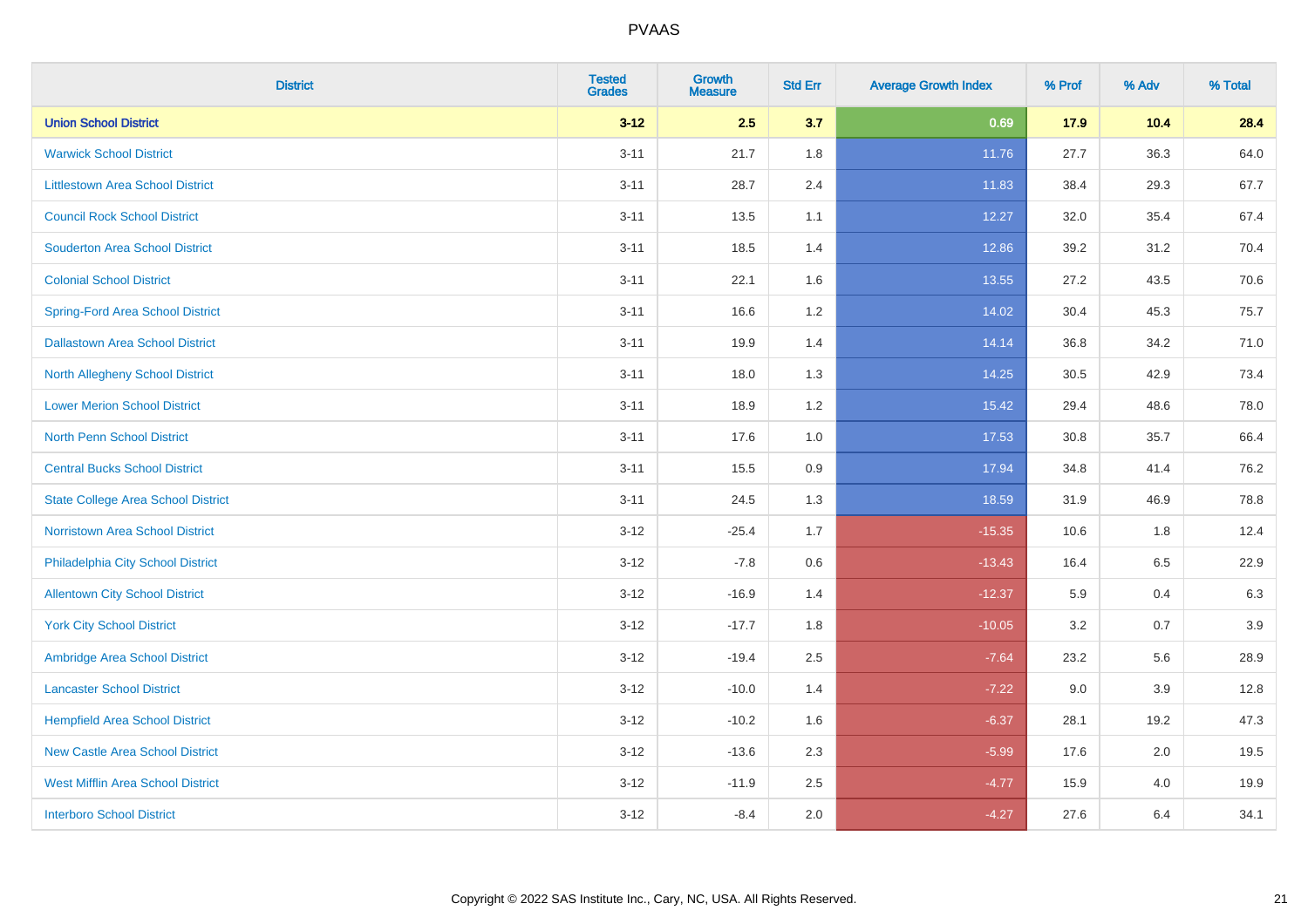# PVAAS

| District | Tested Grades | Growth Measure | Std Err | Average Growth Index | % Prof | % Adv | % Total |
|---|---|---|---|---|---|---|---|
| **Union School District** | **3-12** | **2.5** | **3.7** | **0.69** | **17.9** | **10.4** | **28.4** |
| Warwick School District | 3-11 | 21.7 | 1.8 | 11.76 | 27.7 | 36.3 | 64.0 |
| Littlestown Area School District | 3-11 | 28.7 | 2.4 | 11.83 | 38.4 | 29.3 | 67.7 |
| Council Rock School District | 3-11 | 13.5 | 1.1 | 12.27 | 32.0 | 35.4 | 67.4 |
| Souderton Area School District | 3-11 | 18.5 | 1.4 | 12.86 | 39.2 | 31.2 | 70.4 |
| Colonial School District | 3-11 | 22.1 | 1.6 | 13.55 | 27.2 | 43.5 | 70.6 |
| Spring-Ford Area School District | 3-11 | 16.6 | 1.2 | 14.02 | 30.4 | 45.3 | 75.7 |
| Dallastown Area School District | 3-11 | 19.9 | 1.4 | 14.14 | 36.8 | 34.2 | 71.0 |
| North Allegheny School District | 3-11 | 18.0 | 1.3 | 14.25 | 30.5 | 42.9 | 73.4 |
| Lower Merion School District | 3-11 | 18.9 | 1.2 | 15.42 | 29.4 | 48.6 | 78.0 |
| North Penn School District | 3-11 | 17.6 | 1.0 | 17.53 | 30.8 | 35.7 | 66.4 |
| Central Bucks School District | 3-11 | 15.5 | 0.9 | 17.94 | 34.8 | 41.4 | 76.2 |
| State College Area School District | 3-11 | 24.5 | 1.3 | 18.59 | 31.9 | 46.9 | 78.8 |
| Norristown Area School District | 3-12 | -25.4 | 1.7 | -15.35 | 10.6 | 1.8 | 12.4 |
| Philadelphia City School District | 3-12 | -7.8 | 0.6 | -13.43 | 16.4 | 6.5 | 22.9 |
| Allentown City School District | 3-12 | -16.9 | 1.4 | -12.37 | 5.9 | 0.4 | 6.3 |
| York City School District | 3-12 | -17.7 | 1.8 | -10.05 | 3.2 | 0.7 | 3.9 |
| Ambridge Area School District | 3-12 | -19.4 | 2.5 | -7.64 | 23.2 | 5.6 | 28.9 |
| Lancaster School District | 3-12 | -10.0 | 1.4 | -7.22 | 9.0 | 3.9 | 12.8 |
| Hempfield Area School District | 3-12 | -10.2 | 1.6 | -6.37 | 28.1 | 19.2 | 47.3 |
| New Castle Area School District | 3-12 | -13.6 | 2.3 | -5.99 | 17.6 | 2.0 | 19.5 |
| West Mifflin Area School District | 3-12 | -11.9 | 2.5 | -4.77 | 15.9 | 4.0 | 19.9 |
| Interboro School District | 3-12 | -8.4 | 2.0 | -4.27 | 27.6 | 6.4 | 34.1 |

Copyright © 2022 SAS Institute Inc., Cary, NC, USA. All Rights Reserved.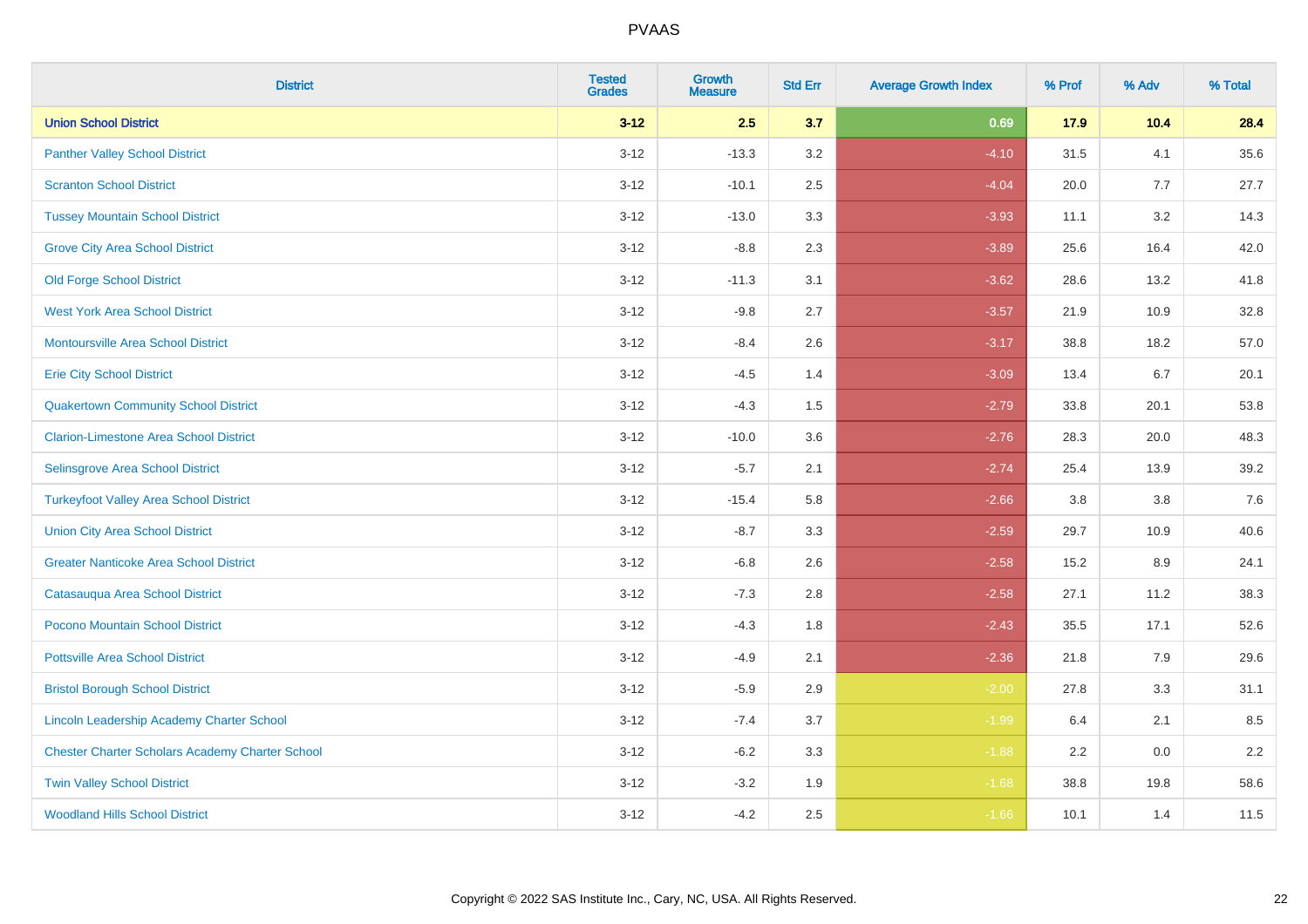| District | Tested Grades | Growth Measure | Std Err | Average Growth Index | % Prof | % Adv | % Total |
|---|---|---|---|---|---|---|---|
| **Union School District** | **3-12** | **2.5** | **3.7** | **0.69** | **17.9** | **10.4** | **28.4** |
| Panther Valley School District | 3-12 | -13.3 | 3.2 | -4.10 | 31.5 | 4.1 | 35.6 |
| Scranton School District | 3-12 | -10.1 | 2.5 | -4.04 | 20.0 | 7.7 | 27.7 |
| Tussey Mountain School District | 3-12 | -13.0 | 3.3 | -3.93 | 11.1 | 3.2 | 14.3 |
| Grove City Area School District | 3-12 | -8.8 | 2.3 | -3.89 | 25.6 | 16.4 | 42.0 |
| Old Forge School District | 3-12 | -11.3 | 3.1 | -3.62 | 28.6 | 13.2 | 41.8 |
| West York Area School District | 3-12 | -9.8 | 2.7 | -3.57 | 21.9 | 10.9 | 32.8 |
| Montoursville Area School District | 3-12 | -8.4 | 2.6 | -3.17 | 38.8 | 18.2 | 57.0 |
| Erie City School District | 3-12 | -4.5 | 1.4 | -3.09 | 13.4 | 6.7 | 20.1 |
| Quakertown Community School District | 3-12 | -4.3 | 1.5 | -2.79 | 33.8 | 20.1 | 53.8 |
| Clarion-Limestone Area School District | 3-12 | -10.0 | 3.6 | -2.76 | 28.3 | 20.0 | 48.3 |
| Selinsgrove Area School District | 3-12 | -5.7 | 2.1 | -2.74 | 25.4 | 13.9 | 39.2 |
| Turkeyfoot Valley Area School District | 3-12 | -15.4 | 5.8 | -2.66 | 3.8 | 3.8 | 7.6 |
| Union City Area School District | 3-12 | -8.7 | 3.3 | -2.59 | 29.7 | 10.9 | 40.6 |
| Greater Nanticoke Area School District | 3-12 | -6.8 | 2.6 | -2.58 | 15.2 | 8.9 | 24.1 |
| Catasauqua Area School District | 3-12 | -7.3 | 2.8 | -2.58 | 27.1 | 11.2 | 38.3 |
| Pocono Mountain School District | 3-12 | -4.3 | 1.8 | -2.43 | 35.5 | 17.1 | 52.6 |
| Pottsville Area School District | 3-12 | -4.9 | 2.1 | -2.36 | 21.8 | 7.9 | 29.6 |
| Bristol Borough School District | 3-12 | -5.9 | 2.9 | -2.00 | 27.8 | 3.3 | 31.1 |
| Lincoln Leadership Academy Charter School | 3-12 | -7.4 | 3.7 | -1.99 | 6.4 | 2.1 | 8.5 |
| Chester Charter Scholars Academy Charter School | 3-12 | -6.2 | 3.3 | -1.88 | 2.2 | 0.0 | 2.2 |
| Twin Valley School District | 3-12 | -3.2 | 1.9 | -1.68 | 38.8 | 19.8 | 58.6 |
| Woodland Hills School District | 3-12 | -4.2 | 2.5 | -1.66 | 10.1 | 1.4 | 11.5 |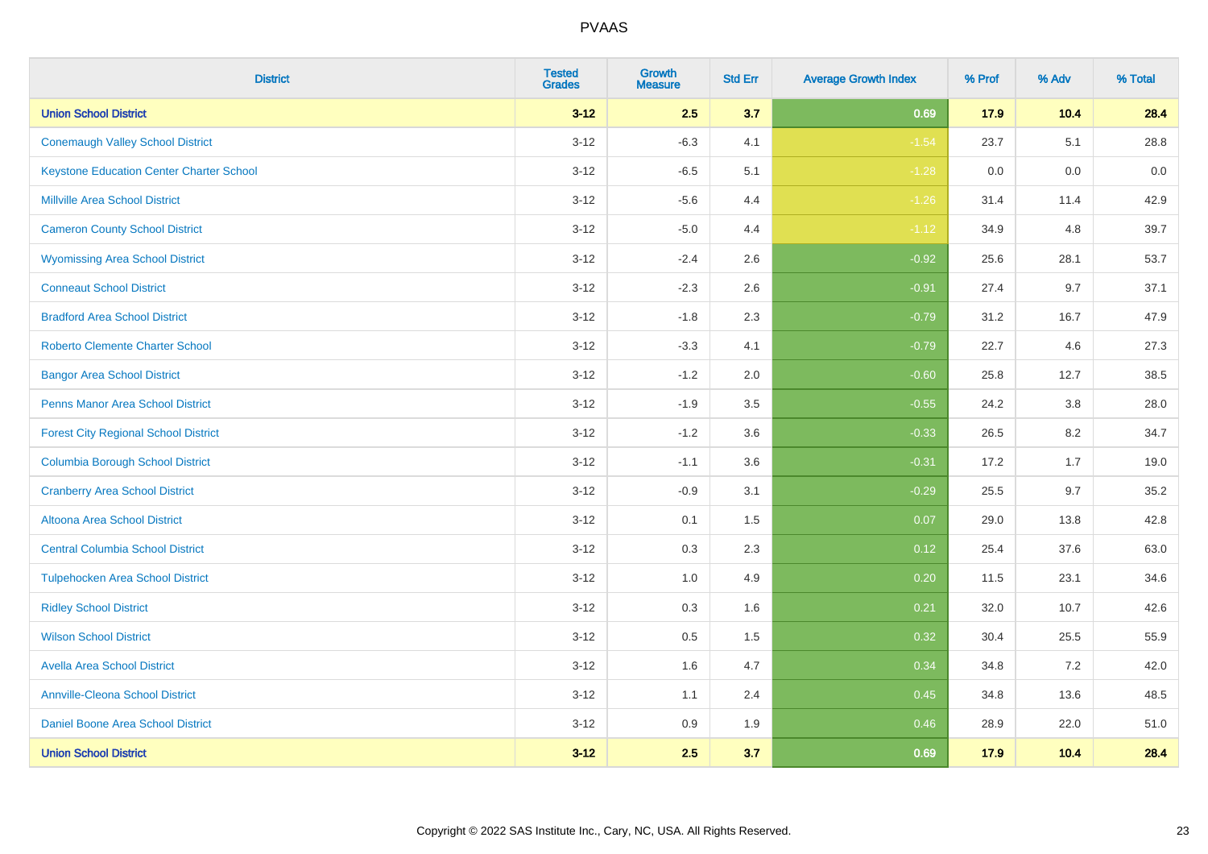| District | Tested Grades | Growth Measure | Std Err | Average Growth Index | % Prof | % Adv | % Total |
|---|---|---|---|---|---|---|---|
| **Union School District** | **3-12** | **2.5** | **3.7** | **0.69** | **17.9** | **10.4** | **28.4** |
| Conemaugh Valley School District | 3-12 | -6.3 | 4.1 | -1.54 | 23.7 | 5.1 | 28.8 |
| Keystone Education Center Charter School | 3-12 | -6.5 | 5.1 | -1.28 | 0.0 | 0.0 | 0.0 |
| Millville Area School District | 3-12 | -5.6 | 4.4 | -1.26 | 31.4 | 11.4 | 42.9 |
| Cameron County School District | 3-12 | -5.0 | 4.4 | -1.12 | 34.9 | 4.8 | 39.7 |
| Wyomissing Area School District | 3-12 | -2.4 | 2.6 | -0.92 | 25.6 | 28.1 | 53.7 |
| Conneaut School District | 3-12 | -2.3 | 2.6 | -0.91 | 27.4 | 9.7 | 37.1 |
| Bradford Area School District | 3-12 | -1.8 | 2.3 | -0.79 | 31.2 | 16.7 | 47.9 |
| Roberto Clemente Charter School | 3-12 | -3.3 | 4.1 | -0.79 | 22.7 | 4.6 | 27.3 |
| Bangor Area School District | 3-12 | -1.2 | 2.0 | -0.60 | 25.8 | 12.7 | 38.5 |
| Penns Manor Area School District | 3-12 | -1.9 | 3.5 | -0.55 | 24.2 | 3.8 | 28.0 |
| Forest City Regional School District | 3-12 | -1.2 | 3.6 | -0.33 | 26.5 | 8.2 | 34.7 |
| Columbia Borough School District | 3-12 | -1.1 | 3.6 | -0.31 | 17.2 | 1.7 | 19.0 |
| Cranberry Area School District | 3-12 | -0.9 | 3.1 | -0.29 | 25.5 | 9.7 | 35.2 |
| Altoona Area School District | 3-12 | 0.1 | 1.5 | 0.07 | 29.0 | 13.8 | 42.8 |
| Central Columbia School District | 3-12 | 0.3 | 2.3 | 0.12 | 25.4 | 37.6 | 63.0 |
| Tulpehocken Area School District | 3-12 | 1.0 | 4.9 | 0.20 | 11.5 | 23.1 | 34.6 |
| Ridley School District | 3-12 | 0.3 | 1.6 | 0.21 | 32.0 | 10.7 | 42.6 |
| Wilson School District | 3-12 | 0.5 | 1.5 | 0.32 | 30.4 | 25.5 | 55.9 |
| Avella Area School District | 3-12 | 1.6 | 4.7 | 0.34 | 34.8 | 7.2 | 42.0 |
| Annville-Cleona School District | 3-12 | 1.1 | 2.4 | 0.45 | 34.8 | 13.6 | 48.5 |
| Daniel Boone Area School District | 3-12 | 0.9 | 1.9 | 0.46 | 28.9 | 22.0 | 51.0 |
| **Union School District** | **3-12** | **2.5** | **3.7** | **0.69** | **17.9** | **10.4** | **28.4** |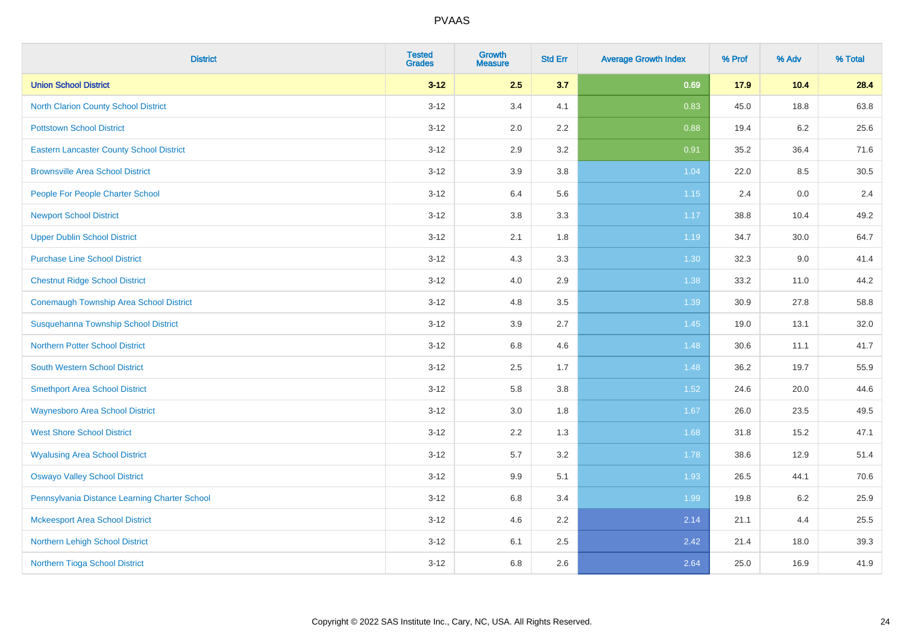| District | Tested Grades | Growth Measure | Std Err | Average Growth Index | % Prof | % Adv | % Total |
|---|---|---|---|---|---|---|---|
| **Union School District** | **3-12** | **2.5** | **3.7** | **0.69** | **17.9** | **10.4** | **28.4** |
| North Clarion County School District | 3-12 | 3.4 | 4.1 | 0.83 | 45.0 | 18.8 | 63.8 |
| Pottstown School District | 3-12 | 2.0 | 2.2 | 0.88 | 19.4 | 6.2 | 25.6 |
| Eastern Lancaster County School District | 3-12 | 2.9 | 3.2 | 0.91 | 35.2 | 36.4 | 71.6 |
| Brownsville Area School District | 3-12 | 3.9 | 3.8 | 1.04 | 22.0 | 8.5 | 30.5 |
| People For People Charter School | 3-12 | 6.4 | 5.6 | 1.15 | 2.4 | 0.0 | 2.4 |
| Newport School District | 3-12 | 3.8 | 3.3 | 1.17 | 38.8 | 10.4 | 49.2 |
| Upper Dublin School District | 3-12 | 2.1 | 1.8 | 1.19 | 34.7 | 30.0 | 64.7 |
| Purchase Line School District | 3-12 | 4.3 | 3.3 | 1.30 | 32.3 | 9.0 | 41.4 |
| Chestnut Ridge School District | 3-12 | 4.0 | 2.9 | 1.38 | 33.2 | 11.0 | 44.2 |
| Conemaugh Township Area School District | 3-12 | 4.8 | 3.5 | 1.39 | 30.9 | 27.8 | 58.8 |
| Susquehanna Township School District | 3-12 | 3.9 | 2.7 | 1.45 | 19.0 | 13.1 | 32.0 |
| Northern Potter School District | 3-12 | 6.8 | 4.6 | 1.48 | 30.6 | 11.1 | 41.7 |
| South Western School District | 3-12 | 2.5 | 1.7 | 1.48 | 36.2 | 19.7 | 55.9 |
| Smethport Area School District | 3-12 | 5.8 | 3.8 | 1.52 | 24.6 | 20.0 | 44.6 |
| Waynesboro Area School District | 3-12 | 3.0 | 1.8 | 1.67 | 26.0 | 23.5 | 49.5 |
| West Shore School District | 3-12 | 2.2 | 1.3 | 1.68 | 31.8 | 15.2 | 47.1 |
| Wyalusing Area School District | 3-12 | 5.7 | 3.2 | 1.78 | 38.6 | 12.9 | 51.4 |
| Oswayo Valley School District | 3-12 | 9.9 | 5.1 | 1.93 | 26.5 | 44.1 | 70.6 |
| Pennsylvania Distance Learning Charter School | 3-12 | 6.8 | 3.4 | 1.99 | 19.8 | 6.2 | 25.9 |
| Mckeesport Area School District | 3-12 | 4.6 | 2.2 | 2.14 | 21.1 | 4.4 | 25.5 |
| Northern Lehigh School District | 3-12 | 6.1 | 2.5 | 2.42 | 21.4 | 18.0 | 39.3 |
| Northern Tioga School District | 3-12 | 6.8 | 2.6 | 2.64 | 25.0 | 16.9 | 41.9 |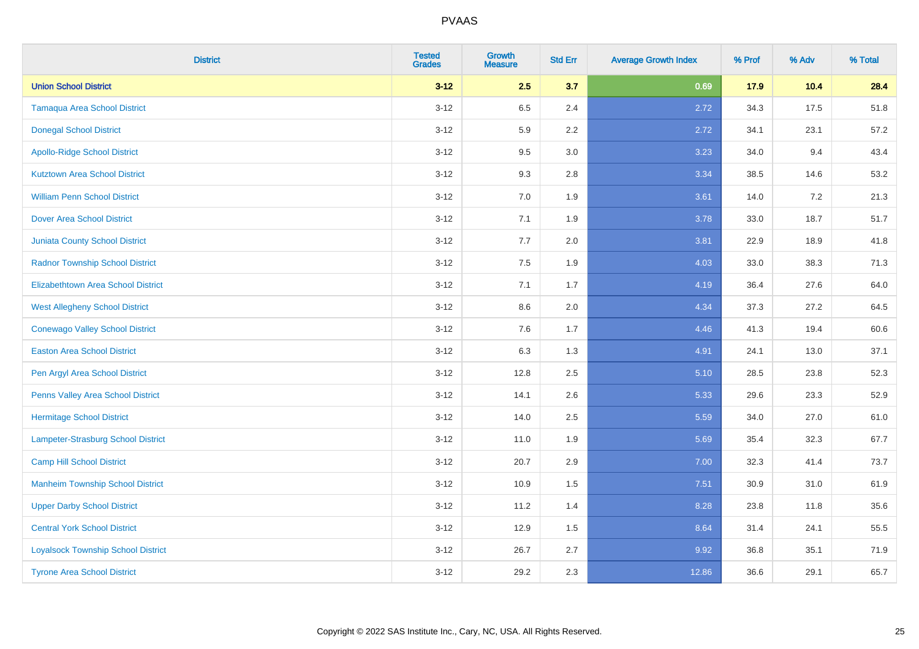# PVAAS

| District | Tested Grades | Growth Measure | Std Err | Average Growth Index | % Prof | % Adv | % Total |
|---|---|---|---|---|---|---|---|
| **Union School District** | **3-12** | **2.5** | **3.7** | **0.69** | **17.9** | **10.4** | **28.4** |
| Tamaqua Area School District | 3-12 | 6.5 | 2.4 | 2.72 | 34.3 | 17.5 | 51.8 |
| Donegal School District | 3-12 | 5.9 | 2.2 | 2.72 | 34.1 | 23.1 | 57.2 |
| Apollo-Ridge School District | 3-12 | 9.5 | 3.0 | 3.23 | 34.0 | 9.4 | 43.4 |
| Kutztown Area School District | 3-12 | 9.3 | 2.8 | 3.34 | 38.5 | 14.6 | 53.2 |
| William Penn School District | 3-12 | 7.0 | 1.9 | 3.61 | 14.0 | 7.2 | 21.3 |
| Dover Area School District | 3-12 | 7.1 | 1.9 | 3.78 | 33.0 | 18.7 | 51.7 |
| Juniata County School District | 3-12 | 7.7 | 2.0 | 3.81 | 22.9 | 18.9 | 41.8 |
| Radnor Township School District | 3-12 | 7.5 | 1.9 | 4.03 | 33.0 | 38.3 | 71.3 |
| Elizabethtown Area School District | 3-12 | 7.1 | 1.7 | 4.19 | 36.4 | 27.6 | 64.0 |
| West Allegheny School District | 3-12 | 8.6 | 2.0 | 4.34 | 37.3 | 27.2 | 64.5 |
| Conewago Valley School District | 3-12 | 7.6 | 1.7 | 4.46 | 41.3 | 19.4 | 60.6 |
| Easton Area School District | 3-12 | 6.3 | 1.3 | 4.91 | 24.1 | 13.0 | 37.1 |
| Pen Argyl Area School District | 3-12 | 12.8 | 2.5 | 5.10 | 28.5 | 23.8 | 52.3 |
| Penns Valley Area School District | 3-12 | 14.1 | 2.6 | 5.33 | 29.6 | 23.3 | 52.9 |
| Hermitage School District | 3-12 | 14.0 | 2.5 | 5.59 | 34.0 | 27.0 | 61.0 |
| Lampeter-Strasburg School District | 3-12 | 11.0 | 1.9 | 5.69 | 35.4 | 32.3 | 67.7 |
| Camp Hill School District | 3-12 | 20.7 | 2.9 | 7.00 | 32.3 | 41.4 | 73.7 |
| Manheim Township School District | 3-12 | 10.9 | 1.5 | 7.51 | 30.9 | 31.0 | 61.9 |
| Upper Darby School District | 3-12 | 11.2 | 1.4 | 8.28 | 23.8 | 11.8 | 35.6 |
| Central York School District | 3-12 | 12.9 | 1.5 | 8.64 | 31.4 | 24.1 | 55.5 |
| Loyalsock Township School District | 3-12 | 26.7 | 2.7 | 9.92 | 36.8 | 35.1 | 71.9 |
| Tyrone Area School District | 3-12 | 29.2 | 2.3 | 12.86 | 36.6 | 29.1 | 65.7 |

Copyright © 2022 SAS Institute Inc., Cary, NC, USA. All Rights Reserved.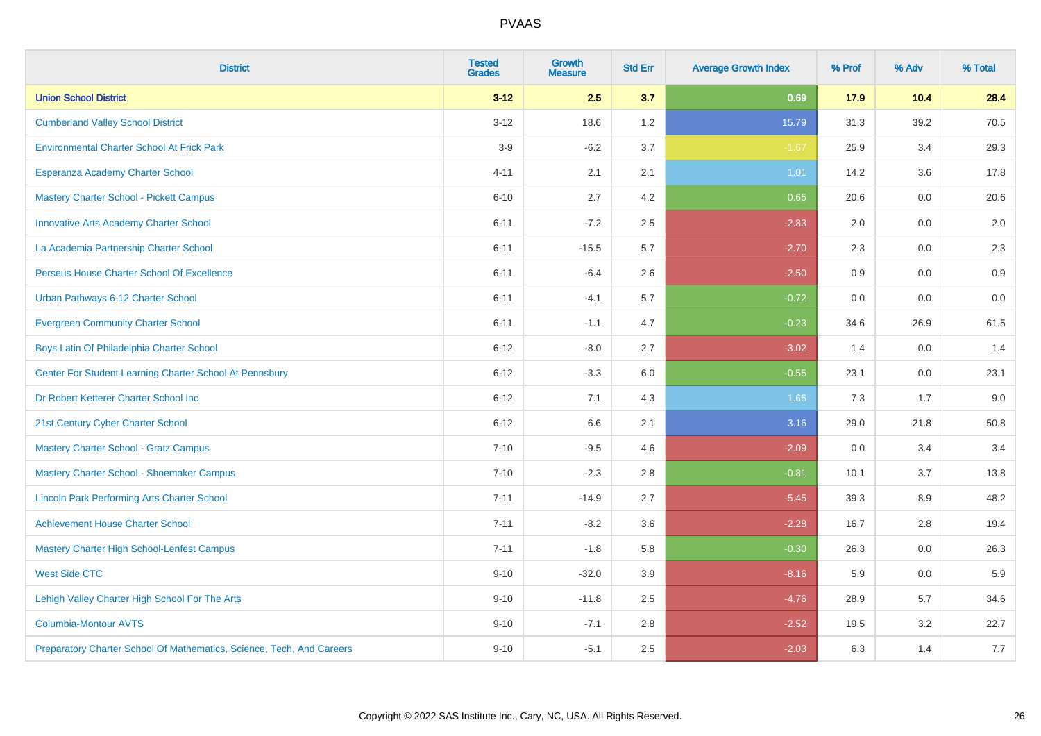# PVAAS

| District | Tested Grades | Growth Measure | Std Err | Average Growth Index | % Prof | % Adv | % Total |
|---|---|---|---|---|---|---|---|
| **Union School District** | **3-12** | **2.5** | **3.7** | **0.69** | **17.9** | **10.4** | **28.4** |
| Cumberland Valley School District | 3-12 | 18.6 | 1.2 | 15.79 | 31.3 | 39.2 | 70.5 |
| Environmental Charter School At Frick Park | 3-9 | -6.2 | 3.7 | -1.67 | 25.9 | 3.4 | 29.3 |
| Esperanza Academy Charter School | 4-11 | 2.1 | 2.1 | 1.01 | 14.2 | 3.6 | 17.8 |
| Mastery Charter School - Pickett Campus | 6-10 | 2.7 | 4.2 | 0.65 | 20.6 | 0.0 | 20.6 |
| Innovative Arts Academy Charter School | 6-11 | -7.2 | 2.5 | -2.83 | 2.0 | 0.0 | 2.0 |
| La Academia Partnership Charter School | 6-11 | -15.5 | 5.7 | -2.70 | 2.3 | 0.0 | 2.3 |
| Perseus House Charter School Of Excellence | 6-11 | -6.4 | 2.6 | -2.50 | 0.9 | 0.0 | 0.9 |
| Urban Pathways 6-12 Charter School | 6-11 | -4.1 | 5.7 | -0.72 | 0.0 | 0.0 | 0.0 |
| Evergreen Community Charter School | 6-11 | -1.1 | 4.7 | -0.23 | 34.6 | 26.9 | 61.5 |
| Boys Latin Of Philadelphia Charter School | 6-12 | -8.0 | 2.7 | -3.02 | 1.4 | 0.0 | 1.4 |
| Center For Student Learning Charter School At Pennsbury | 6-12 | -3.3 | 6.0 | -0.55 | 23.1 | 0.0 | 23.1 |
| Dr Robert Ketterer Charter School Inc | 6-12 | 7.1 | 4.3 | 1.66 | 7.3 | 1.7 | 9.0 |
| 21st Century Cyber Charter School | 6-12 | 6.6 | 2.1 | 3.16 | 29.0 | 21.8 | 50.8 |
| Mastery Charter School - Gratz Campus | 7-10 | -9.5 | 4.6 | -2.09 | 0.0 | 3.4 | 3.4 |
| Mastery Charter School - Shoemaker Campus | 7-10 | -2.3 | 2.8 | -0.81 | 10.1 | 3.7 | 13.8 |
| Lincoln Park Performing Arts Charter School | 7-11 | -14.9 | 2.7 | -5.45 | 39.3 | 8.9 | 48.2 |
| Achievement House Charter School | 7-11 | -8.2 | 3.6 | -2.28 | 16.7 | 2.8 | 19.4 |
| Mastery Charter High School-Lenfest Campus | 7-11 | -1.8 | 5.8 | -0.30 | 26.3 | 0.0 | 26.3 |
| West Side CTC | 9-10 | -32.0 | 3.9 | -8.16 | 5.9 | 0.0 | 5.9 |
| Lehigh Valley Charter High School For The Arts | 9-10 | -11.8 | 2.5 | -4.76 | 28.9 | 5.7 | 34.6 |
| Columbia-Montour AVTS | 9-10 | -7.1 | 2.8 | -2.52 | 19.5 | 3.2 | 22.7 |
| Preparatory Charter School Of Mathematics, Science, Tech, And Careers | 9-10 | -5.1 | 2.5 | -2.03 | 6.3 | 1.4 | 7.7 |

Copyright © 2022 SAS Institute Inc., Cary, NC, USA. All Rights Reserved.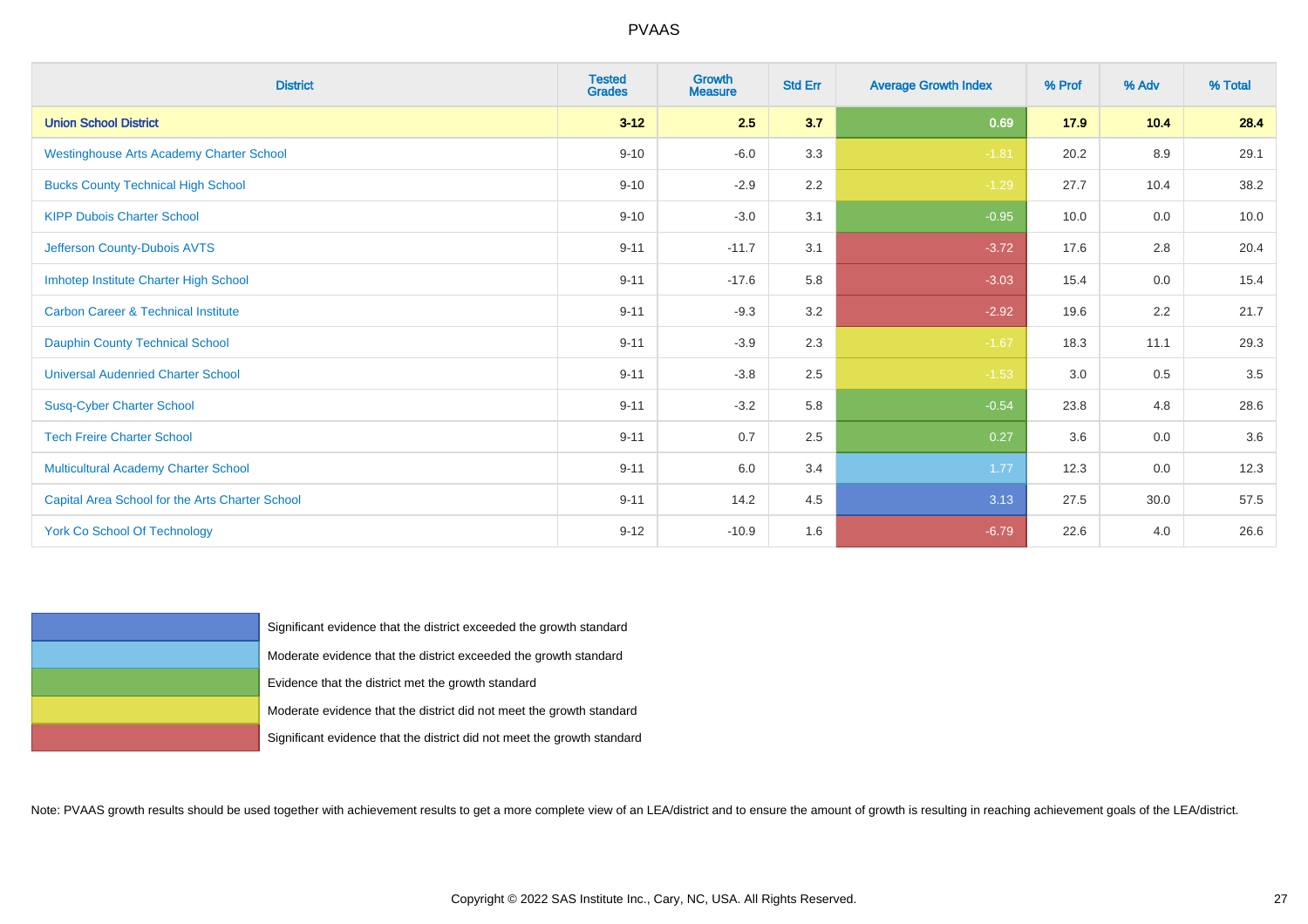# PVAAS

| District | Tested Grades | Growth Measure | Std Err | Average Growth Index | % Prof | % Adv | % Total |
|---|---|---|---|---|---|---|---|
| **Union School District** | **3-12** | **2.5** | **3.7** | **0.69** | **17.9** | **10.4** | **28.4** |
| Westinghouse Arts Academy Charter School | 9-10 | -6.0 | 3.3 | -1.81 | 20.2 | 8.9 | 29.1 |
| Bucks County Technical High School | 9-10 | -2.9 | 2.2 | -1.29 | 27.7 | 10.4 | 38.2 |
| KIPP Dubois Charter School | 9-10 | -3.0 | 3.1 | -0.95 | 10.0 | 0.0 | 10.0 |
| Jefferson County-Dubois AVTS | 9-11 | -11.7 | 3.1 | -3.72 | 17.6 | 2.8 | 20.4 |
| Imhotep Institute Charter High School | 9-11 | -17.6 | 5.8 | -3.03 | 15.4 | 0.0 | 15.4 |
| Carbon Career & Technical Institute | 9-11 | -9.3 | 3.2 | -2.92 | 19.6 | 2.2 | 21.7 |
| Dauphin County Technical School | 9-11 | -3.9 | 2.3 | -1.67 | 18.3 | 11.1 | 29.3 |
| Universal Audenried Charter School | 9-11 | -3.8 | 2.5 | -1.53 | 3.0 | 0.5 | 3.5 |
| Susq-Cyber Charter School | 9-11 | -3.2 | 5.8 | -0.54 | 23.8 | 4.8 | 28.6 |
| Tech Freire Charter School | 9-11 | 0.7 | 2.5 | 0.27 | 3.6 | 0.0 | 3.6 |
| Multicultural Academy Charter School | 9-11 | 6.0 | 3.4 | 1.77 | 12.3 | 0.0 | 12.3 |
| Capital Area School for the Arts Charter School | 9-11 | 14.2 | 4.5 | 3.13 | 27.5 | 30.0 | 57.5 |
| York Co School Of Technology | 9-12 | -10.9 | 1.6 | -6.79 | 22.6 | 4.0 | 26.6 |

Significant evidence that the district exceeded the growth standard

Moderate evidence that the district exceeded the growth standard

Evidence that the district met the growth standard

Moderate evidence that the district did not meet the growth standard

Significant evidence that the district did not meet the growth standard

Note: PVAAS growth results should be used together with achievement results to get a more complete view of an LEA/district and to ensure the amount of growth is resulting in reaching achievement goals of the LEA/district.

Copyright © 2022 SAS Institute Inc., Cary, NC, USA. All Rights Reserved.